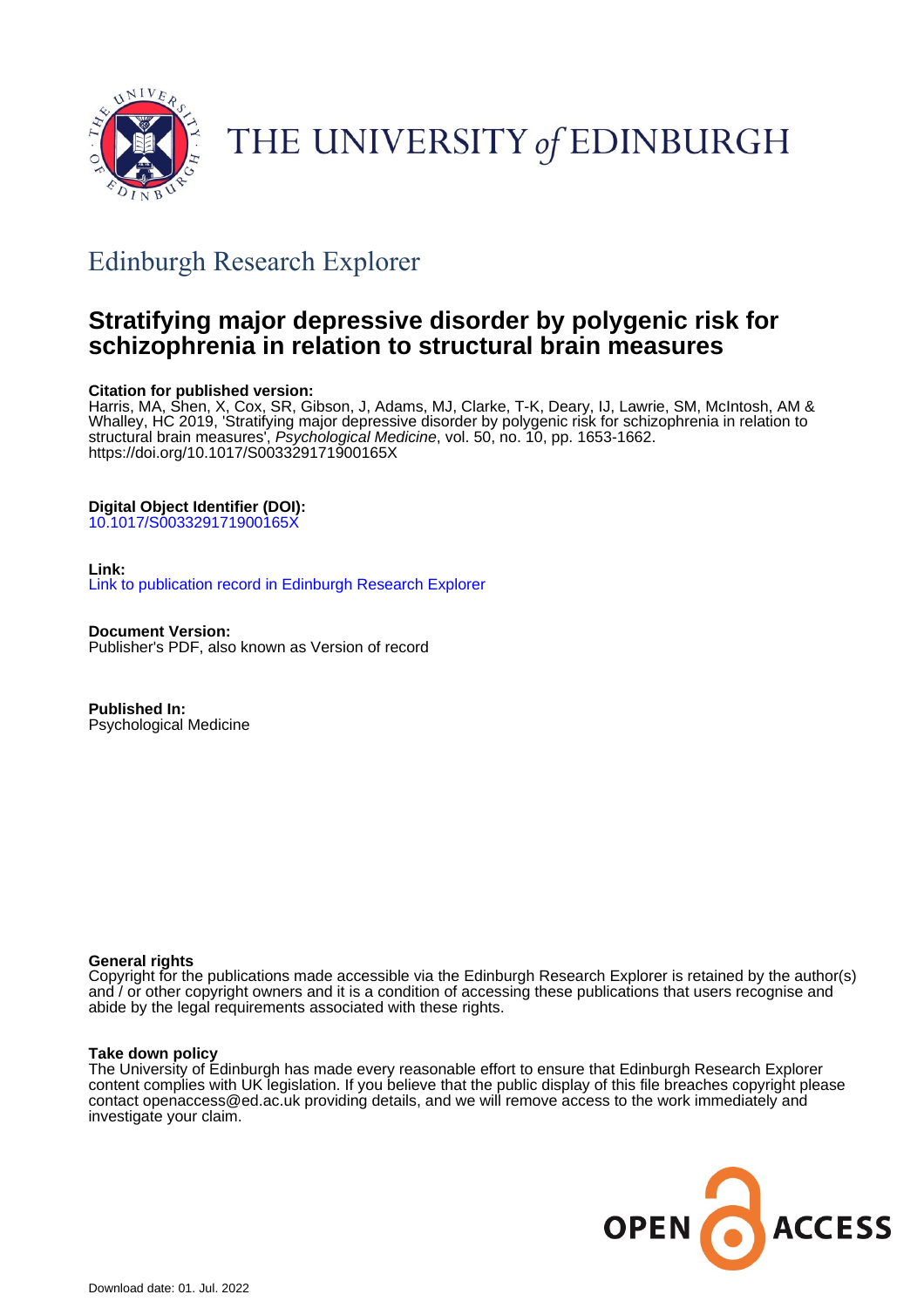THE UNIVERSITY of EDINBURGH

## Edinburgh Research Explorer

# Stratifying major depressive disorder by polygenic risk for schizophrenia in relation to structural brain measures

**Citation for published version:**
Harris, MA, Shen, X, Cox, SR, Gibson, J, Adams, MJ, Clarke, T-K, Deary, IJ, Lawrie, SM, McIntosh, AM & Whalley, HC 2019, 'Stratifying major depressive disorder by polygenic risk for schizophrenia in relation to structural brain measures', *Psychological Medicine*, vol. 50, no. 10, pp. 1653-1662. https://doi.org/10.1017/S003329171900165X

**Digital Object Identifier (DOI):**
10.1017/S003329171900165X

**Link:**
Link to publication record in Edinburgh Research Explorer

**Document Version:**
Publisher's PDF, also known as Version of record

**Published In:**
Psychological Medicine

**General rights**
Copyright for the publications made accessible via the Edinburgh Research Explorer is retained by the author(s) and / or other copyright owners and it is a condition of accessing these publications that users recognise and abide by the legal requirements associated with these rights.

**Take down policy**
The University of Edinburgh has made every reasonable effort to ensure that Edinburgh Research Explorer content complies with UK legislation. If you believe that the public display of this file breaches copyright please contact openaccess@ed.ac.uk providing details, and we will remove access to the work immediately and investigate your claim.

OPEN ACCESS

Download date: 01. Jul. 2022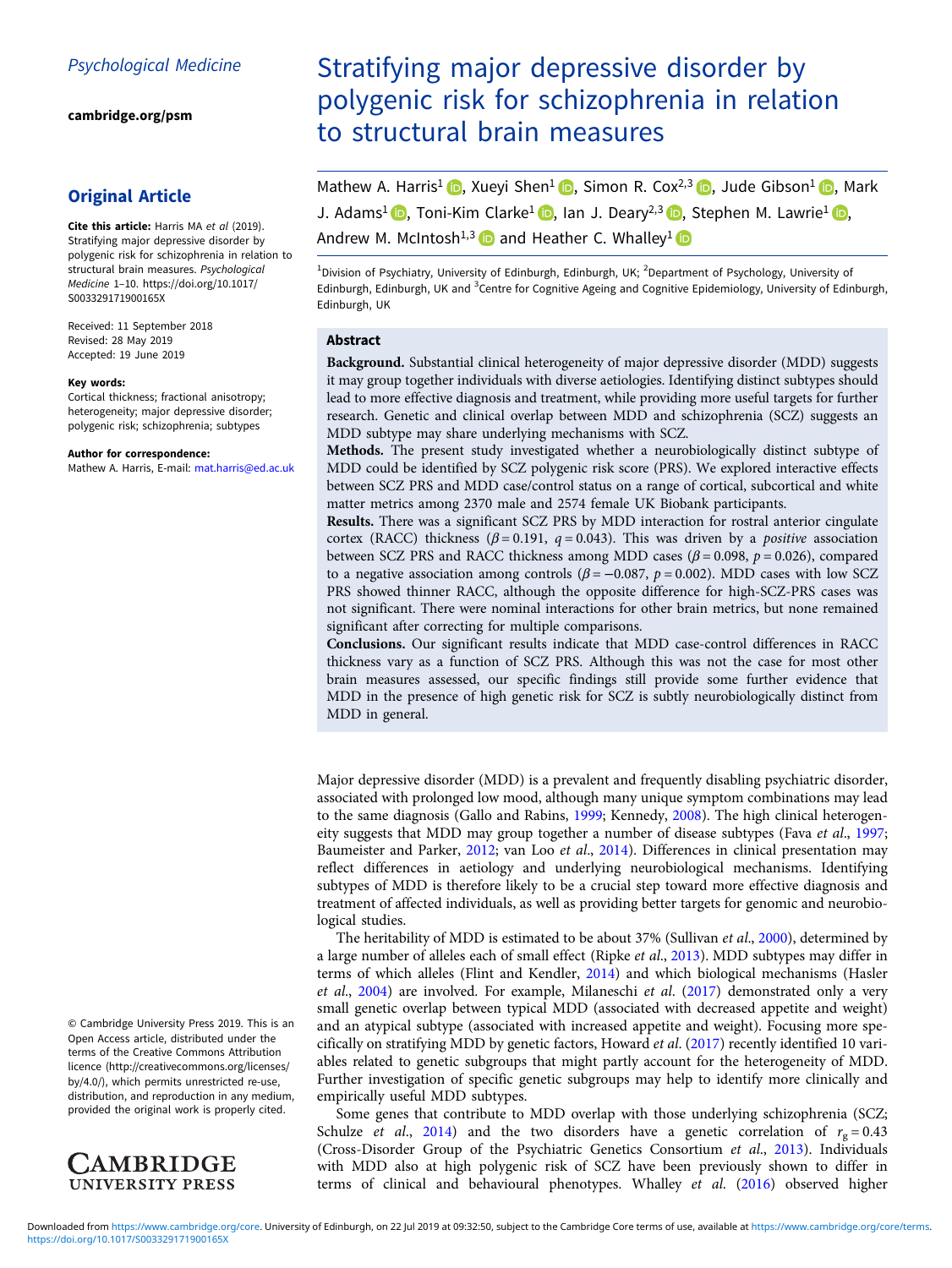Psychological Medicine

cambridge.org/psm

## Original Article

**Cite this article:** Harris MA *et al* (2019). Stratifying major depressive disorder by polygenic risk for schizophrenia in relation to structural brain measures. *Psychological Medicine* 1–10. https://doi.org/10.1017/S003329171900165X

Received: 11 September 2018
Revised: 28 May 2019
Accepted: 19 June 2019

**Key words:**
Cortical thickness; fractional anisotropy; heterogeneity; major depressive disorder; polygenic risk; schizophrenia; subtypes

**Author for correspondence:**
Mathew A. Harris, E-mail: mat.harris@ed.ac.uk

© Cambridge University Press 2019. This is an Open Access article, distributed under the terms of the Creative Commons Attribution licence (http://creativecommons.org/licenses/by/4.0/), which permits unrestricted re-use, distribution, and reproduction in any medium, provided the original work is properly cited.

# Stratifying major depressive disorder by polygenic risk for schizophrenia in relation to structural brain measures

Mathew A. Harris[1], Xueyi Shen[1], Simon R. Cox[2,3], Jude Gibson[1], Mark J. Adams[1], Toni-Kim Clarke[1], Ian J. Deary[2,3], Stephen M. Lawrie[1], Andrew M. McIntosh[1,3] and Heather C. Whalley[1]

[1]Division of Psychiatry, University of Edinburgh, Edinburgh, UK; [2]Department of Psychology, University of Edinburgh, Edinburgh, UK and [3]Centre for Cognitive Ageing and Cognitive Epidemiology, University of Edinburgh, Edinburgh, UK

## Abstract

**Background.** Substantial clinical heterogeneity of major depressive disorder (MDD) suggests it may group together individuals with diverse aetiologies. Identifying distinct subtypes should lead to more effective diagnosis and treatment, while providing more useful targets for further research. Genetic and clinical overlap between MDD and schizophrenia (SCZ) suggests an MDD subtype may share underlying mechanisms with SCZ.

**Methods.** The present study investigated whether a neurobiologically distinct subtype of MDD could be identified by SCZ polygenic risk score (PRS). We explored interactive effects between SCZ PRS and MDD case/control status on a range of cortical, subcortical and white matter metrics among 2370 male and 2574 female UK Biobank participants.

**Results.** There was a significant SCZ PRS by MDD interaction for rostral anterior cingulate cortex (RACC) thickness ($\beta = 0.191$, $q = 0.043$). This was driven by a *positive* association between SCZ PRS and RACC thickness among MDD cases ($\beta = 0.098$, $p = 0.026$), compared to a negative association among controls ($\beta = -0.087$, $p = 0.002$). MDD cases with low SCZ PRS showed thinner RACC, although the opposite difference for high-SCZ-PRS cases was not significant. There were nominal interactions for other brain metrics, but none remained significant after correcting for multiple comparisons.

**Conclusions.** Our significant results indicate that MDD case-control differences in RACC thickness vary as a function of SCZ PRS. Although this was not the case for most other brain measures assessed, our specific findings still provide some further evidence that MDD in the presence of high genetic risk for SCZ is subtly neurobiologically distinct from MDD in general.

Major depressive disorder (MDD) is a prevalent and frequently disabling psychiatric disorder, associated with prolonged low mood, although many unique symptom combinations may lead to the same diagnosis (Gallo and Rabins, 1999; Kennedy, 2008). The high clinical heterogeneity suggests that MDD may group together a number of disease subtypes (Fava *et al*., 1997; Baumeister and Parker, 2012; van Loo *et al*., 2014). Differences in clinical presentation may reflect differences in aetiology and underlying neurobiological mechanisms. Identifying subtypes of MDD is therefore likely to be a crucial step toward more effective diagnosis and treatment of affected individuals, as well as providing better targets for genomic and neurobiological studies.

The heritability of MDD is estimated to be about 37% (Sullivan *et al*., 2000), determined by a large number of alleles each of small effect (Ripke *et al*., 2013). MDD subtypes may differ in terms of which alleles (Flint and Kendler, 2014) and which biological mechanisms (Hasler *et al*., 2004) are involved. For example, Milaneschi *et al*. (2017) demonstrated only a very small genetic overlap between typical MDD (associated with decreased appetite and weight) and an atypical subtype (associated with increased appetite and weight). Focusing more specifically on stratifying MDD by genetic factors, Howard *et al*. (2017) recently identified 10 variables related to genetic subgroups that might partly account for the heterogeneity of MDD. Further investigation of specific genetic subgroups may help to identify more clinically and empirically useful MDD subtypes.

Some genes that contribute to MDD overlap with those underlying schizophrenia (SCZ; Schulze *et al*., 2014) and the two disorders have a genetic correlation of $r_g = 0.43$ (Cross-Disorder Group of the Psychiatric Genetics Consortium *et al*., 2013). Individuals with MDD also at high polygenic risk of SCZ have been previously shown to differ in terms of clinical and behavioural phenotypes. Whalley *et al*. (2016) observed higher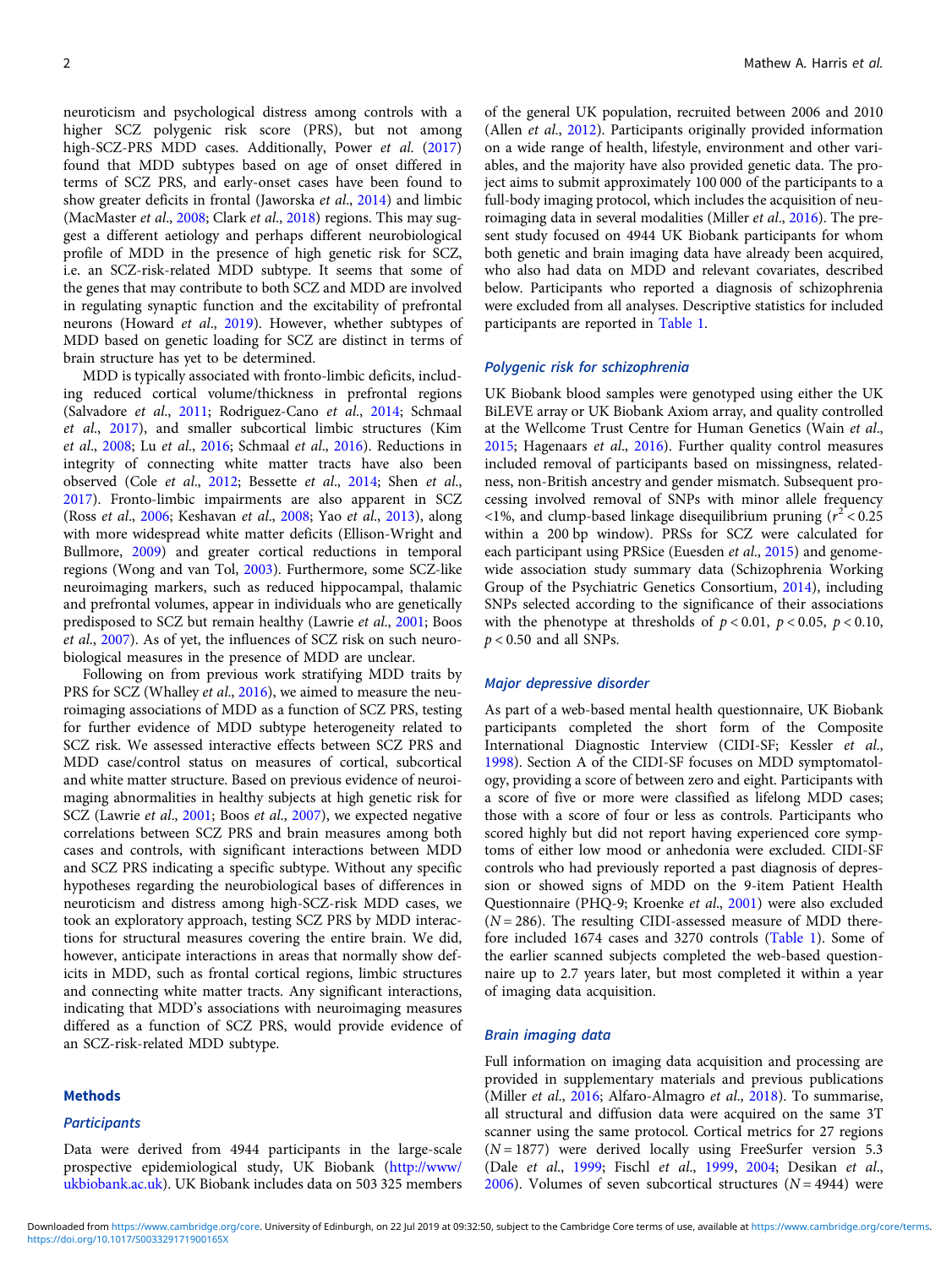neuroticism and psychological distress among controls with a higher SCZ polygenic risk score (PRS), but not among high-SCZ-PRS MDD cases. Additionally, Power *et al.* (2017) found that MDD subtypes based on age of onset differed in terms of SCZ PRS, and early-onset cases have been found to show greater deficits in frontal (Jaworska *et al.*, 2014) and limbic (MacMaster *et al.*, 2008; Clark *et al.*, 2018) regions. This may suggest a different aetiology and perhaps different neurobiological profile of MDD in the presence of high genetic risk for SCZ, i.e. an SCZ-risk-related MDD subtype. It seems that some of the genes that may contribute to both SCZ and MDD are involved in regulating synaptic function and the excitability of prefrontal neurons (Howard *et al.*, 2019). However, whether subtypes of MDD based on genetic loading for SCZ are distinct in terms of brain structure has yet to be determined.

MDD is typically associated with fronto-limbic deficits, including reduced cortical volume/thickness in prefrontal regions (Salvadore *et al.*, 2011; Rodriguez-Cano *et al.*, 2014; Schmaal *et al.*, 2017), and smaller subcortical limbic structures (Kim *et al.*, 2008; Lu *et al.*, 2016; Schmaal *et al.*, 2016). Reductions in integrity of connecting white matter tracts have also been observed (Cole *et al.*, 2012; Bessette *et al.*, 2014; Shen *et al.*, 2017). Fronto-limbic impairments are also apparent in SCZ (Ross *et al.*, 2006; Keshavan *et al.*, 2008; Yao *et al.*, 2013), along with more widespread white matter deficits (Ellison-Wright and Bullmore, 2009) and greater cortical reductions in temporal regions (Wong and van Tol, 2003). Furthermore, some SCZ-like neuroimaging markers, such as reduced hippocampal, thalamic and prefrontal volumes, appear in individuals who are genetically predisposed to SCZ but remain healthy (Lawrie *et al.*, 2001; Boos *et al.*, 2007). As of yet, the influences of SCZ risk on such neurobiological measures in the presence of MDD are unclear.

Following on from previous work stratifying MDD traits by PRS for SCZ (Whalley *et al.*, 2016), we aimed to measure the neuroimaging associations of MDD as a function of SCZ PRS, testing for further evidence of MDD subtype heterogeneity related to SCZ risk. We assessed interactive effects between SCZ PRS and MDD case/control status on measures of cortical, subcortical and white matter structure. Based on previous evidence of neuroimaging abnormalities in healthy subjects at high genetic risk for SCZ (Lawrie *et al.*, 2001; Boos *et al.*, 2007), we expected negative correlations between SCZ PRS and brain measures among both cases and controls, with significant interactions between MDD and SCZ PRS indicating a specific subtype. Without any specific hypotheses regarding the neurobiological bases of differences in neuroticism and distress among high-SCZ-risk MDD cases, we took an exploratory approach, testing SCZ PRS by MDD interactions for structural measures covering the entire brain. We did, however, anticipate interactions in areas that normally show deficits in MDD, such as frontal cortical regions, limbic structures and connecting white matter tracts. Any significant interactions, indicating that MDD's associations with neuroimaging measures differed as a function of SCZ PRS, would provide evidence of an SCZ-risk-related MDD subtype.

## Methods

### Participants

Data were derived from 4944 participants in the large-scale prospective epidemiological study, UK Biobank (http://www/ukbiobank.ac.uk). UK Biobank includes data on 503 325 members of the general UK population, recruited between 2006 and 2010 (Allen *et al.*, 2012). Participants originally provided information on a wide range of health, lifestyle, environment and other variables, and the majority have also provided genetic data. The project aims to submit approximately 100 000 of the participants to a full-body imaging protocol, which includes the acquisition of neuroimaging data in several modalities (Miller *et al.*, 2016). The present study focused on 4944 UK Biobank participants for whom both genetic and brain imaging data have already been acquired, who also had data on MDD and relevant covariates, described below. Participants who reported a diagnosis of schizophrenia were excluded from all analyses. Descriptive statistics for included participants are reported in Table 1.

### Polygenic risk for schizophrenia

UK Biobank blood samples were genotyped using either the UK BiLEVE array or UK Biobank Axiom array, and quality controlled at the Wellcome Trust Centre for Human Genetics (Wain *et al.*, 2015; Hagenaars *et al.*, 2016). Further quality control measures included removal of participants based on missingness, relatedness, non-British ancestry and gender mismatch. Subsequent processing involved removal of SNPs with minor allele frequency <1%, and clump-based linkage disequilibrium pruning ($r^2 < 0.25$ within a 200 bp window). PRSs for SCZ were calculated for each participant using PRSice (Euesden *et al.*, 2015) and genome-wide association study summary data (Schizophrenia Working Group of the Psychiatric Genetics Consortium, 2014), including SNPs selected according to the significance of their associations with the phenotype at thresholds of $p < 0.01$, $p < 0.05$, $p < 0.10$, $p < 0.50$ and all SNPs.

### Major depressive disorder

As part of a web-based mental health questionnaire, UK Biobank participants completed the short form of the Composite International Diagnostic Interview (CIDI-SF; Kessler *et al.*, 1998). Section A of the CIDI-SF focuses on MDD symptomatology, providing a score of between zero and eight. Participants with a score of five or more were classified as lifelong MDD cases; those with a score of four or less as controls. Participants who scored highly but did not report having experienced core symptoms of either low mood or anhedonia were excluded. CIDI-SF controls who had previously reported a past diagnosis of depression or showed signs of MDD on the 9-item Patient Health Questionnaire (PHQ-9; Kroenke *et al.*, 2001) were also excluded ($N = 286$). The resulting CIDI-assessed measure of MDD therefore included 1674 cases and 3270 controls (Table 1). Some of the earlier scanned subjects completed the web-based questionnaire up to 2.7 years later, but most completed it within a year of imaging data acquisition.

### Brain imaging data

Full information on imaging data acquisition and processing are provided in supplementary materials and previous publications (Miller *et al.*, 2016; Alfaro-Almagro *et al.*, 2018). To summarise, all structural and diffusion data were acquired on the same 3T scanner using the same protocol. Cortical metrics for 27 regions ($N = 1877$) were derived locally using FreeSurfer version 5.3 (Dale *et al.*, 1999; Fischl *et al.*, 1999, 2004; Desikan *et al.*, 2006). Volumes of seven subcortical structures ($N = 4944$) were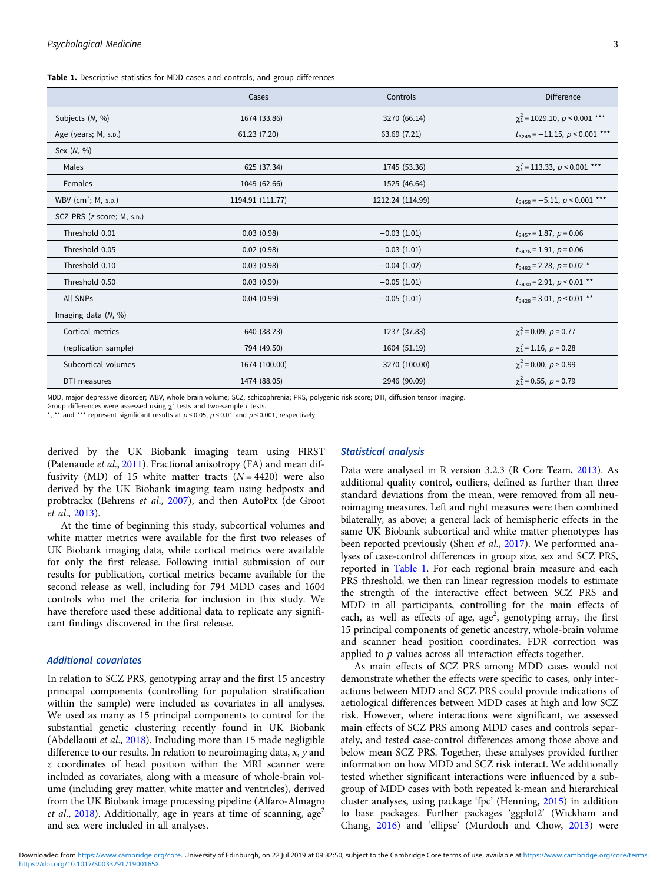**Table 1.** Descriptive statistics for MDD cases and controls, and group differences

| | Cases | Controls | Difference |
|---|---|---|---|
| Subjects (*N*, %) | 1674 (33.86) | 3270 (66.14) | $\chi^2_1 = 1029.10$, $p < 0.001$ *** |
| Age (years; M, s.d.) | 61.23 (7.20) | 63.69 (7.21) | $t_{3249} = -11.15$, $p < 0.001$ *** |
| Sex (*N*, %) | | | |
| Males | 625 (37.34) | 1745 (53.36) | $\chi^2_1 = 113.33$, $p < 0.001$ *** |
| Females | 1049 (62.66) | 1525 (46.64) | |
| WBV (cm$^3$; M, s.d.) | 1194.91 (111.77) | 1212.24 (114.99) | $t_{3458} = -5.11$, $p < 0.001$ *** |
| SCZ PRS (*z*-score; M, s.d.) | | | |
| Threshold 0.01 | 0.03 (0.98) | −0.03 (1.01) | $t_{3457} = 1.87$, $p = 0.06$ |
| Threshold 0.05 | 0.02 (0.98) | −0.03 (1.01) | $t_{3476} = 1.91$, $p = 0.06$ |
| Threshold 0.10 | 0.03 (0.98) | −0.04 (1.02) | $t_{3482} = 2.28$, $p = 0.02$ * |
| Threshold 0.50 | 0.03 (0.99) | −0.05 (1.01) | $t_{3430} = 2.91$, $p < 0.01$ ** |
| All SNPs | 0.04 (0.99) | −0.05 (1.01) | $t_{3428} = 3.01$, $p < 0.01$ ** |
| Imaging data (*N*, %) | | | |
| Cortical metrics | 640 (38.23) | 1237 (37.83) | $\chi^2_1 = 0.09$, $p = 0.77$ |
| (replication sample) | 794 (49.50) | 1604 (51.19) | $\chi^2_1 = 1.16$, $p = 0.28$ |
| Subcortical volumes | 1674 (100.00) | 3270 (100.00) | $\chi^2_1 = 0.00$, $p > 0.99$ |
| DTI measures | 1474 (88.05) | 2946 (90.09) | $\chi^2_1 = 0.55$, $p = 0.79$ |

MDD, major depressive disorder; WBV, whole brain volume; SCZ, schizophrenia; PRS, polygenic risk score; DTI, diffusion tensor imaging.
Group differences were assessed using $\chi^2$ tests and two-sample *t* tests.
*, ** and *** represent significant results at $p < 0.05$, $p < 0.01$ and $p < 0.001$, respectively

derived by the UK Biobank imaging team using FIRST (Patenaude *et al.*, 2011). Fractional anisotropy (FA) and mean diffusivity (MD) of 15 white matter tracts ($N = 4420$) were also derived by the UK Biobank imaging team using bedpostx and probtrackx (Behrens *et al.*, 2007), and then AutoPtx (de Groot *et al.*, 2013).

At the time of beginning this study, subcortical volumes and white matter metrics were available for the first two releases of UK Biobank imaging data, while cortical metrics were available for only the first release. Following initial submission of our results for publication, cortical metrics became available for the second release as well, including for 794 MDD cases and 1604 controls who met the criteria for inclusion in this study. We have therefore used these additional data to replicate any significant findings discovered in the first release.

### Additional covariates

In relation to SCZ PRS, genotyping array and the first 15 ancestry principal components (controlling for population stratification within the sample) were included as covariates in all analyses. We used as many as 15 principal components to control for the substantial genetic clustering recently found in UK Biobank (Abdellaoui *et al.*, 2018). Including more than 15 made negligible difference to our results. In relation to neuroimaging data, *x*, *y* and *z* coordinates of head position within the MRI scanner were included as covariates, along with a measure of whole-brain volume (including grey matter, white matter and ventricles), derived from the UK Biobank image processing pipeline (Alfaro-Almagro *et al.*, 2018). Additionally, age in years at time of scanning, age$^2$ and sex were included in all analyses.

### Statistical analysis

Data were analysed in R version 3.2.3 (R Core Team, 2013). As additional quality control, outliers, defined as further than three standard deviations from the mean, were removed from all neuroimaging measures. Left and right measures were then combined bilaterally, as above; a general lack of hemispheric effects in the same UK Biobank subcortical and white matter phenotypes has been reported previously (Shen *et al.*, 2017). We performed analyses of case-control differences in group size, sex and SCZ PRS, reported in Table 1. For each regional brain measure and each PRS threshold, we then ran linear regression models to estimate the strength of the interactive effect between SCZ PRS and MDD in all participants, controlling for the main effects of each, as well as effects of age, age$^2$, genotyping array, the first 15 principal components of genetic ancestry, whole-brain volume and scanner head position coordinates. FDR correction was applied to *p* values across all interaction effects together.

As main effects of SCZ PRS among MDD cases would not demonstrate whether the effects were specific to cases, only interactions between MDD and SCZ PRS could provide indications of aetiological differences between MDD cases at high and low SCZ risk. However, where interactions were significant, we assessed main effects of SCZ PRS among MDD cases and controls separately, and tested case-control differences among those above and below mean SCZ PRS. Together, these analyses provided further information on how MDD and SCZ risk interact. We additionally tested whether significant interactions were influenced by a subgroup of MDD cases with both repeated k-mean and hierarchical cluster analyses, using package 'fpc' (Henning, 2015) in addition to base packages. Further packages 'ggplot2' (Wickham and Chang, 2016) and 'ellipse' (Murdoch and Chow, 2013) were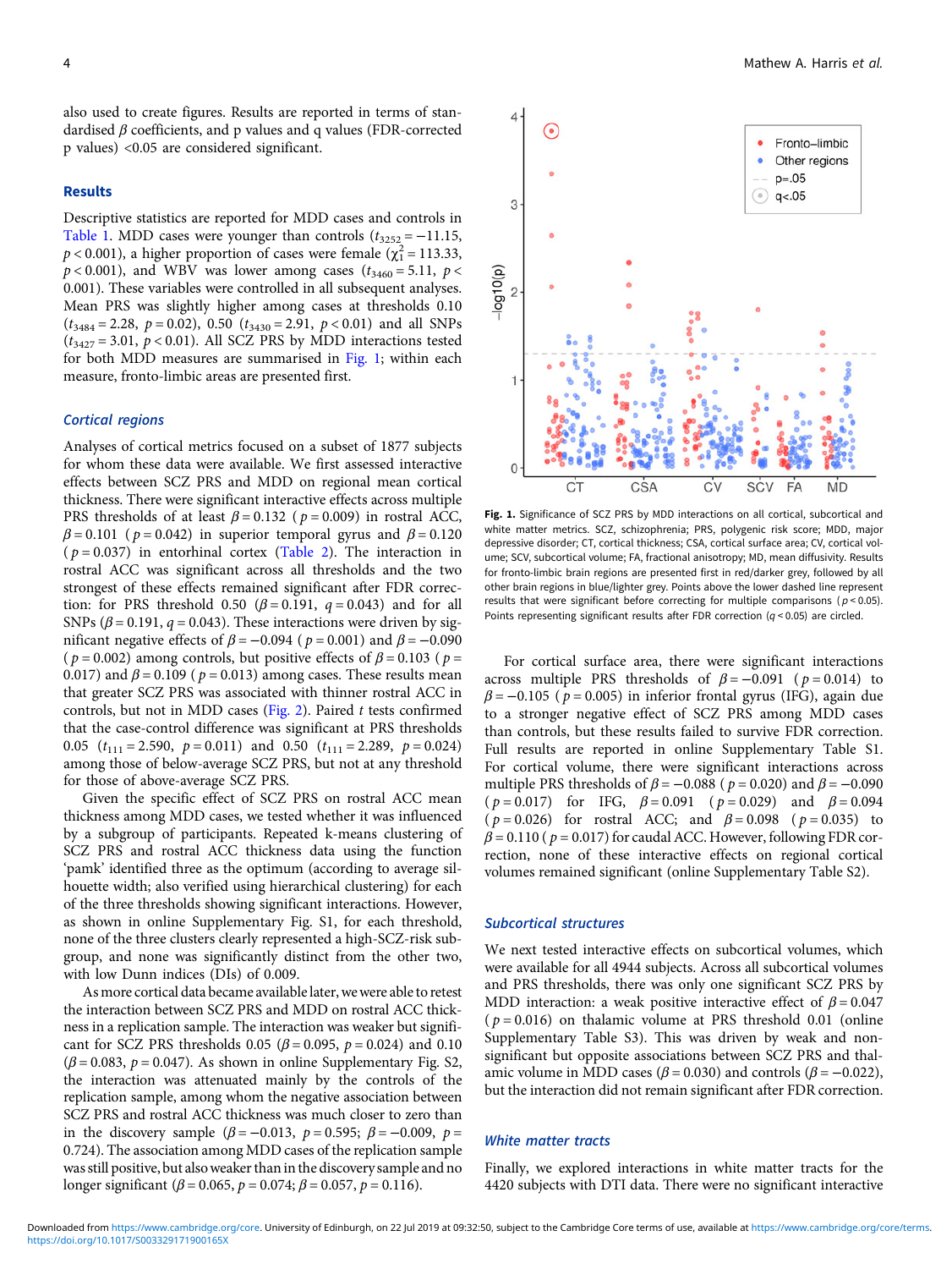also used to create figures. Results are reported in terms of standardised β coefficients, and p values and q values (FDR-corrected p values) <0.05 are considered significant.

## Results

Descriptive statistics are reported for MDD cases and controls in Table 1. MDD cases were younger than controls ($t_{3252} = -11.15$, $p < 0.001$), a higher proportion of cases were female ($\chi^2_1 = 113.33$, $p < 0.001$), and WBV was lower among cases ($t_{3460} = 5.11$, $p < 0.001$). These variables were controlled in all subsequent analyses. Mean PRS was slightly higher among cases at thresholds 0.10 ($t_{3484} = 2.28$, $p = 0.02$), 0.50 ($t_{3430} = 2.91$, $p < 0.01$) and all SNPs ($t_{3427} = 3.01$, $p < 0.01$). All SCZ PRS by MDD interactions tested for both MDD measures are summarised in Fig. 1; within each measure, fronto-limbic areas are presented first.

### *Cortical regions*

Analyses of cortical metrics focused on a subset of 1877 subjects for whom these data were available. We first assessed interactive effects between SCZ PRS and MDD on regional mean cortical thickness. There were significant interactive effects across multiple PRS thresholds of at least $\beta = 0.132$ ($p = 0.009$) in rostral ACC, $\beta = 0.101$ ($p = 0.042$) in superior temporal gyrus and $\beta = 0.120$ ($p = 0.037$) in entorhinal cortex (Table 2). The interaction in rostral ACC was significant across all thresholds and the two strongest of these effects remained significant after FDR correction: for PRS threshold 0.50 ($\beta = 0.191$, $q = 0.043$) and for all SNPs ($\beta = 0.191$, $q = 0.043$). These interactions were driven by significant negative effects of $\beta = -0.094$ ($p = 0.001$) and $\beta = -0.090$ ($p = 0.002$) among controls, but positive effects of $\beta = 0.103$ ($p = 0.017$) and $\beta = 0.109$ ($p = 0.013$) among cases. These results mean that greater SCZ PRS was associated with thinner rostral ACC in controls, but not in MDD cases (Fig. 2). Paired *t* tests confirmed that the case-control difference was significant at PRS thresholds 0.05 ($t_{111} = 2.590$, $p = 0.011$) and 0.50 ($t_{111} = 2.289$, $p = 0.024$) among those of below-average SCZ PRS, but not at any threshold for those of above-average SCZ PRS.

Given the specific effect of SCZ PRS on rostral ACC mean thickness among MDD cases, we tested whether it was influenced by a subgroup of participants. Repeated k-means clustering of SCZ PRS and rostral ACC thickness data using the function 'pamk' identified three as the optimum (according to average silhouette width; also verified using hierarchical clustering) for each of the three thresholds showing significant interactions. However, as shown in online Supplementary Fig. S1, for each threshold, none of the three clusters clearly represented a high-SCZ-risk subgroup, and none was significantly distinct from the other two, with low Dunn indices (DIs) of 0.009.

As more cortical data became available later, we were able to retest the interaction between SCZ PRS and MDD on rostral ACC thickness in a replication sample. The interaction was weaker but significant for SCZ PRS thresholds 0.05 ($\beta = 0.095$, $p = 0.024$) and 0.10 ($\beta = 0.083$, $p = 0.047$). As shown in online Supplementary Fig. S2, the interaction was attenuated mainly by the controls of the replication sample, among whom the negative association between SCZ PRS and rostral ACC thickness was much closer to zero than in the discovery sample ($\beta = -0.013$, $p = 0.595$; $\beta = -0.009$, $p = 0.724$). The association among MDD cases of the replication sample was still positive, but also weaker than in the discovery sample and no longer significant ($\beta = 0.065$, $p = 0.074$; $\beta = 0.057$, $p = 0.116$).

**Fig. 1.** Significance of SCZ PRS by MDD interactions on all cortical, subcortical and white matter metrics. SCZ, schizophrenia; PRS, polygenic risk score; MDD, major depressive disorder; CT, cortical thickness; CSA, cortical surface area; CV, cortical volume; SCV, subcortical volume; FA, fractional anisotropy; MD, mean diffusivity. Results for fronto-limbic brain regions are presented first in red/darker grey, followed by all other brain regions in blue/lighter grey. Points above the lower dashed line represent results that were significant before correcting for multiple comparisons ($p < 0.05$). Points representing significant results after FDR correction ($q < 0.05$) are circled.

For cortical surface area, there were significant interactions across multiple PRS thresholds of $\beta = -0.091$ ($p = 0.014$) to $\beta = -0.105$ ($p = 0.005$) in inferior frontal gyrus (IFG), again due to a stronger negative effect of SCZ PRS among MDD cases than controls, but these results failed to survive FDR correction. Full results are reported in online Supplementary Table S1. For cortical volume, there were significant interactions across multiple PRS thresholds of $\beta = -0.088$ ($p = 0.020$) and $\beta = -0.090$ ($p = 0.017$) for IFG, $\beta = 0.091$ ($p = 0.029$) and $\beta = 0.094$ ($p = 0.026$) for rostral ACC; and $\beta = 0.098$ ($p = 0.035$) to $\beta = 0.110$ ($p = 0.017$) for caudal ACC. However, following FDR correction, none of these interactive effects on regional cortical volumes remained significant (online Supplementary Table S2).

### *Subcortical structures*

We next tested interactive effects on subcortical volumes, which were available for all 4944 subjects. Across all subcortical volumes and PRS thresholds, there was only one significant SCZ PRS by MDD interaction: a weak positive interactive effect of $\beta = 0.047$ ($p = 0.016$) on thalamic volume at PRS threshold 0.01 (online Supplementary Table S3). This was driven by weak and non-significant but opposite associations between SCZ PRS and thalamic volume in MDD cases ($\beta = 0.030$) and controls ($\beta = -0.022$), but the interaction did not remain significant after FDR correction.

### *White matter tracts*

Finally, we explored interactions in white matter tracts for the 4420 subjects with DTI data. There were no significant interactive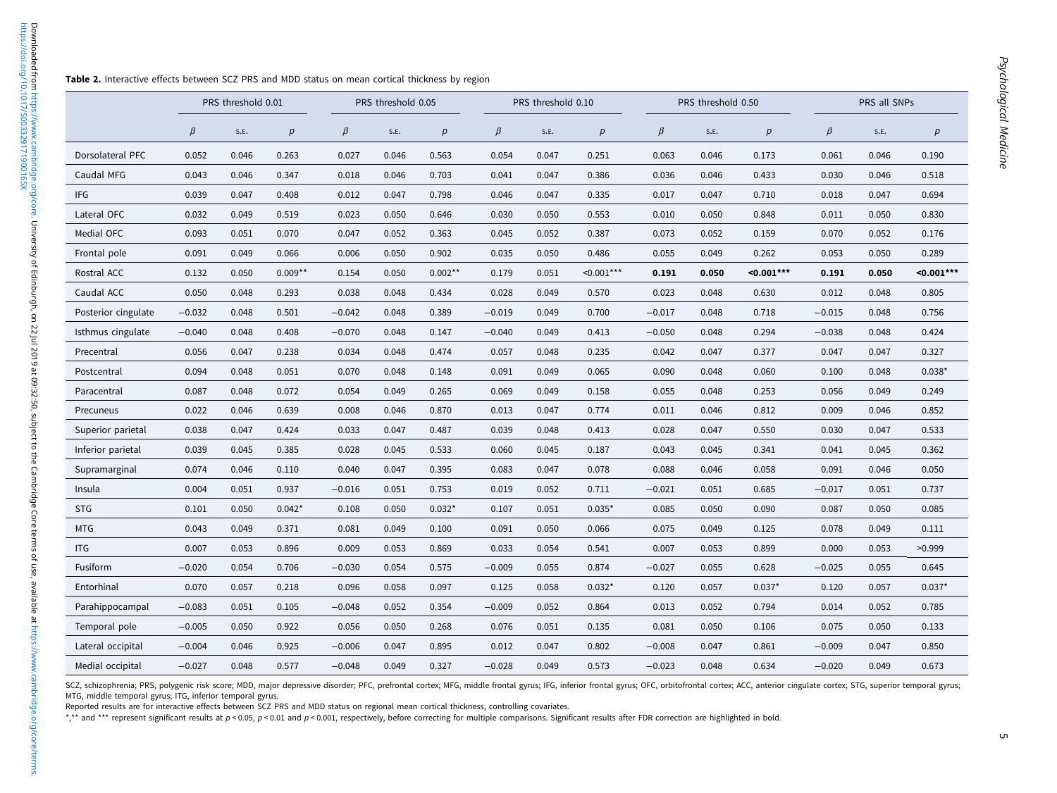**Table 2.** Interactive effects between SCZ PRS and MDD status on mean cortical thickness by region

| | PRS threshold 0.01 | | | PRS threshold 0.05 | | | PRS threshold 0.10 | | | PRS threshold 0.50 | | | PRS all SNPs | | |
|---|---|---|---|---|---|---|---|---|---|---|---|---|---|---|---|
| | $\beta$ | S.E. | $p$ | $\beta$ | S.E. | $p$ | $\beta$ | S.E. | $p$ | $\beta$ | S.E. | $p$ | $\beta$ | S.E. | $p$ |
| Dorsolateral PFC | 0.052 | 0.046 | 0.263 | 0.027 | 0.046 | 0.563 | 0.054 | 0.047 | 0.251 | 0.063 | 0.046 | 0.173 | 0.061 | 0.046 | 0.190 |
| Caudal MFG | 0.043 | 0.046 | 0.347 | 0.018 | 0.046 | 0.703 | 0.041 | 0.047 | 0.386 | 0.036 | 0.046 | 0.433 | 0.030 | 0.046 | 0.518 |
| IFG | 0.039 | 0.047 | 0.408 | 0.012 | 0.047 | 0.798 | 0.046 | 0.047 | 0.335 | 0.017 | 0.047 | 0.710 | 0.018 | 0.047 | 0.694 |
| Lateral OFC | 0.032 | 0.049 | 0.519 | 0.023 | 0.050 | 0.646 | 0.030 | 0.050 | 0.553 | 0.010 | 0.050 | 0.848 | 0.011 | 0.050 | 0.830 |
| Medial OFC | 0.093 | 0.051 | 0.070 | 0.047 | 0.052 | 0.363 | 0.045 | 0.052 | 0.387 | 0.073 | 0.052 | 0.159 | 0.070 | 0.052 | 0.176 |
| Frontal pole | 0.091 | 0.049 | 0.066 | 0.006 | 0.050 | 0.902 | 0.035 | 0.050 | 0.486 | 0.055 | 0.049 | 0.262 | 0.053 | 0.050 | 0.289 |
| Rostral ACC | 0.132 | 0.050 | 0.009** | 0.154 | 0.050 | 0.002** | 0.179 | 0.051 | <0.001*** | **0.191** | **0.050** | **<0.001*****| **0.191** | **0.050** | **<0.001*****|
| Caudal ACC | 0.050 | 0.048 | 0.293 | 0.038 | 0.048 | 0.434 | 0.028 | 0.049 | 0.570 | 0.023 | 0.048 | 0.630 | 0.012 | 0.048 | 0.805 |
| Posterior cingulate | −0.032 | 0.048 | 0.501 | −0.042 | 0.048 | 0.389 | −0.019 | 0.049 | 0.700 | −0.017 | 0.048 | 0.718 | −0.015 | 0.048 | 0.756 |
| Isthmus cingulate | −0.040 | 0.048 | 0.408 | −0.070 | 0.048 | 0.147 | −0.040 | 0.049 | 0.413 | −0.050 | 0.048 | 0.294 | −0.038 | 0.048 | 0.424 |
| Precentral | 0.056 | 0.047 | 0.238 | 0.034 | 0.048 | 0.474 | 0.057 | 0.048 | 0.235 | 0.042 | 0.047 | 0.377 | 0.047 | 0.047 | 0.327 |
| Postcentral | 0.094 | 0.048 | 0.051 | 0.070 | 0.048 | 0.148 | 0.091 | 0.049 | 0.065 | 0.090 | 0.048 | 0.060 | 0.100 | 0.048 | 0.038* |
| Paracentral | 0.087 | 0.048 | 0.072 | 0.054 | 0.049 | 0.265 | 0.069 | 0.049 | 0.158 | 0.055 | 0.048 | 0.253 | 0.056 | 0.049 | 0.249 |
| Precuneus | 0.022 | 0.046 | 0.639 | 0.008 | 0.046 | 0.870 | 0.013 | 0.047 | 0.774 | 0.011 | 0.046 | 0.812 | 0.009 | 0.046 | 0.852 |
| Superior parietal | 0.038 | 0.047 | 0.424 | 0.033 | 0.047 | 0.487 | 0.039 | 0.048 | 0.413 | 0.028 | 0.047 | 0.550 | 0.030 | 0.047 | 0.533 |
| Inferior parietal | 0.039 | 0.045 | 0.385 | 0.028 | 0.045 | 0.533 | 0.060 | 0.045 | 0.187 | 0.043 | 0.045 | 0.341 | 0.041 | 0.045 | 0.362 |
| Supramarginal | 0.074 | 0.046 | 0.110 | 0.040 | 0.047 | 0.395 | 0.083 | 0.047 | 0.078 | 0.088 | 0.046 | 0.058 | 0.091 | 0.046 | 0.050 |
| Insula | 0.004 | 0.051 | 0.937 | −0.016 | 0.051 | 0.753 | 0.019 | 0.052 | 0.711 | −0.021 | 0.051 | 0.685 | −0.017 | 0.051 | 0.737 |
| STG | 0.101 | 0.050 | 0.042* | 0.108 | 0.050 | 0.032* | 0.107 | 0.051 | 0.035* | 0.085 | 0.050 | 0.090 | 0.087 | 0.050 | 0.085 |
| MTG | 0.043 | 0.049 | 0.371 | 0.081 | 0.049 | 0.100 | 0.091 | 0.050 | 0.066 | 0.075 | 0.049 | 0.125 | 0.078 | 0.049 | 0.111 |
| ITG | 0.007 | 0.053 | 0.896 | 0.009 | 0.053 | 0.869 | 0.033 | 0.054 | 0.541 | 0.007 | 0.053 | 0.899 | 0.000 | 0.053 | >0.999 |
| Fusiform | −0.020 | 0.054 | 0.706 | −0.030 | 0.054 | 0.575 | −0.009 | 0.055 | 0.874 | −0.027 | 0.055 | 0.628 | −0.025 | 0.055 | 0.645 |
| Entorhinal | 0.070 | 0.057 | 0.218 | 0.096 | 0.058 | 0.097 | 0.125 | 0.058 | 0.032* | 0.120 | 0.057 | 0.037* | 0.120 | 0.057 | 0.037* |
| Parahippocampal | −0.083 | 0.051 | 0.105 | −0.048 | 0.052 | 0.354 | −0.009 | 0.052 | 0.864 | 0.013 | 0.052 | 0.794 | 0.014 | 0.052 | 0.785 |
| Temporal pole | −0.005 | 0.050 | 0.922 | 0.056 | 0.050 | 0.268 | 0.076 | 0.051 | 0.135 | 0.081 | 0.050 | 0.106 | 0.075 | 0.050 | 0.133 |
| Lateral occipital | −0.004 | 0.046 | 0.925 | −0.006 | 0.047 | 0.895 | 0.012 | 0.047 | 0.802 | −0.008 | 0.047 | 0.861 | −0.009 | 0.047 | 0.850 |
| Medial occipital | −0.027 | 0.048 | 0.577 | −0.048 | 0.049 | 0.327 | −0.028 | 0.049 | 0.573 | −0.023 | 0.048 | 0.634 | −0.020 | 0.049 | 0.673 |

SCZ, schizophrenia; PRS, polygenic risk score; MDD, major depressive disorder; PFC, prefrontal cortex; MFG, middle frontal gyrus; IFG, inferior frontal gyrus; OFC, orbitofrontal cortex; ACC, anterior cingulate cortex; STG, superior temporal gyrus; MTG, middle temporal gyrus; ITG, inferior temporal gyrus.

Reported results are for interactive effects between SCZ PRS and MDD status on regional mean cortical thickness, controlling covariates.

*,** and *** represent significant results at $p < 0.05$, $p < 0.01$ and $p < 0.001$, respectively, before correcting for multiple comparisons. Significant results after FDR correction are highlighted in bold.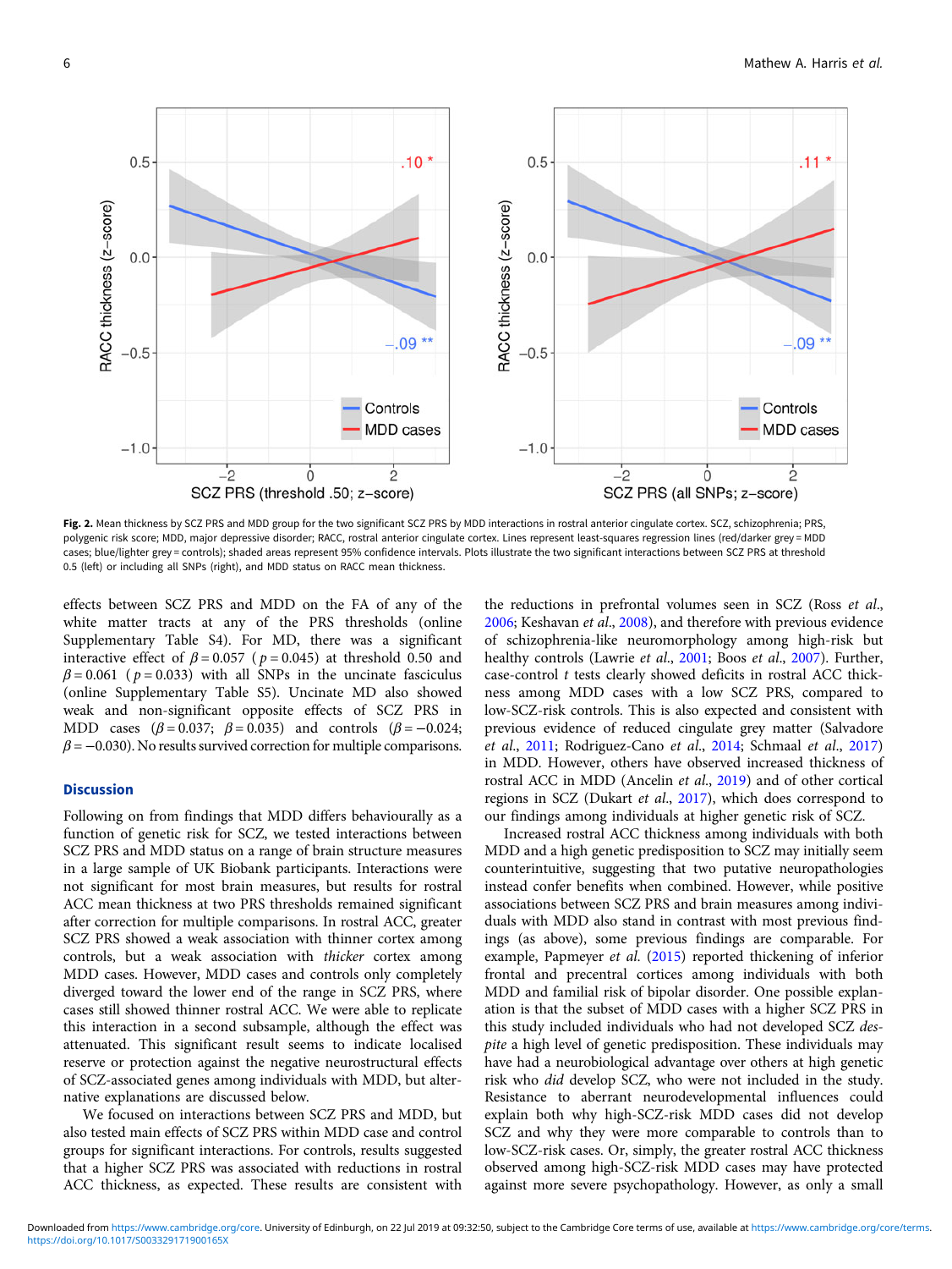Fig. 2. Mean thickness by SCZ PRS and MDD group for the two significant SCZ PRS by MDD interactions in rostral anterior cingulate cortex. SCZ, schizophrenia; PRS, polygenic risk score; MDD, major depressive disorder; RACC, rostral anterior cingulate cortex. Lines represent least-squares regression lines (red/darker grey = MDD cases; blue/lighter grey = controls); shaded areas represent 95% confidence intervals. Plots illustrate the two significant interactions between SCZ PRS at threshold 0.5 (left) or including all SNPs (right), and MDD status on RACC mean thickness.

effects between SCZ PRS and MDD on the FA of any of the white matter tracts at any of the PRS thresholds (online Supplementary Table S4). For MD, there was a significant interactive effect of $\beta = 0.057$ ($p = 0.045$) at threshold 0.50 and $\beta = 0.061$ ($p = 0.033$) with all SNPs in the uncinate fasciculus (online Supplementary Table S5). Uncinate MD also showed weak and non-significant opposite effects of SCZ PRS in MDD cases ($\beta = 0.037$; $\beta = 0.035$) and controls ($\beta = -0.024$; $\beta = -0.030$). No results survived correction for multiple comparisons.

## Discussion

Following on from findings that MDD differs behaviourally as a function of genetic risk for SCZ, we tested interactions between SCZ PRS and MDD status on a range of brain structure measures in a large sample of UK Biobank participants. Interactions were not significant for most brain measures, but results for rostral ACC mean thickness at two PRS thresholds remained significant after correction for multiple comparisons. In rostral ACC, greater SCZ PRS showed a weak association with thinner cortex among controls, but a weak association with *thicker* cortex among MDD cases. However, MDD cases and controls only completely diverged toward the lower end of the range in SCZ PRS, where cases still showed thinner rostral ACC. We were able to replicate this interaction in a second subsample, although the effect was attenuated. This significant result seems to indicate localised reserve or protection against the negative neurostructural effects of SCZ-associated genes among individuals with MDD, but alternative explanations are discussed below.

We focused on interactions between SCZ PRS and MDD, but also tested main effects of SCZ PRS within MDD case and control groups for significant interactions. For controls, results suggested that a higher SCZ PRS was associated with reductions in rostral ACC thickness, as expected. These results are consistent with the reductions in prefrontal volumes seen in SCZ (Ross *et al.*, 2006; Keshavan *et al.*, 2008), and therefore with previous evidence of schizophrenia-like neuromorphology among high-risk but healthy controls (Lawrie *et al.*, 2001; Boos *et al.*, 2007). Further, case-control *t* tests clearly showed deficits in rostral ACC thickness among MDD cases with a low SCZ PRS, compared to low-SCZ-risk controls. This is also expected and consistent with previous evidence of reduced cingulate grey matter (Salvadore *et al.*, 2011; Rodriguez-Cano *et al.*, 2014; Schmaal *et al.*, 2017) in MDD. However, others have observed increased thickness of rostral ACC in MDD (Ancelin *et al.*, 2019) and of other cortical regions in SCZ (Dukart *et al.*, 2017), which does correspond to our findings among individuals at higher genetic risk of SCZ.

Increased rostral ACC thickness among individuals with both MDD and a high genetic predisposition to SCZ may initially seem counterintuitive, suggesting that two putative neuropathologies instead confer benefits when combined. However, while positive associations between SCZ PRS and brain measures among individuals with MDD also stand in contrast with most previous findings (as above), some previous findings are comparable. For example, Papmeyer *et al.* (2015) reported thickening of inferior frontal and precentral cortices among individuals with both MDD and familial risk of bipolar disorder. One possible explanation is that the subset of MDD cases with a higher SCZ PRS in this study included individuals who had not developed SCZ *despite* a high level of genetic predisposition. These individuals may have had a neurobiological advantage over others at high genetic risk who *did* develop SCZ, who were not included in the study. Resistance to aberrant neurodevelopmental influences could explain both why high-SCZ-risk MDD cases did not develop SCZ and why they were more comparable to controls than to low-SCZ-risk cases. Or, simply, the greater rostral ACC thickness observed among high-SCZ-risk MDD cases may have protected against more severe psychopathology. However, as only a small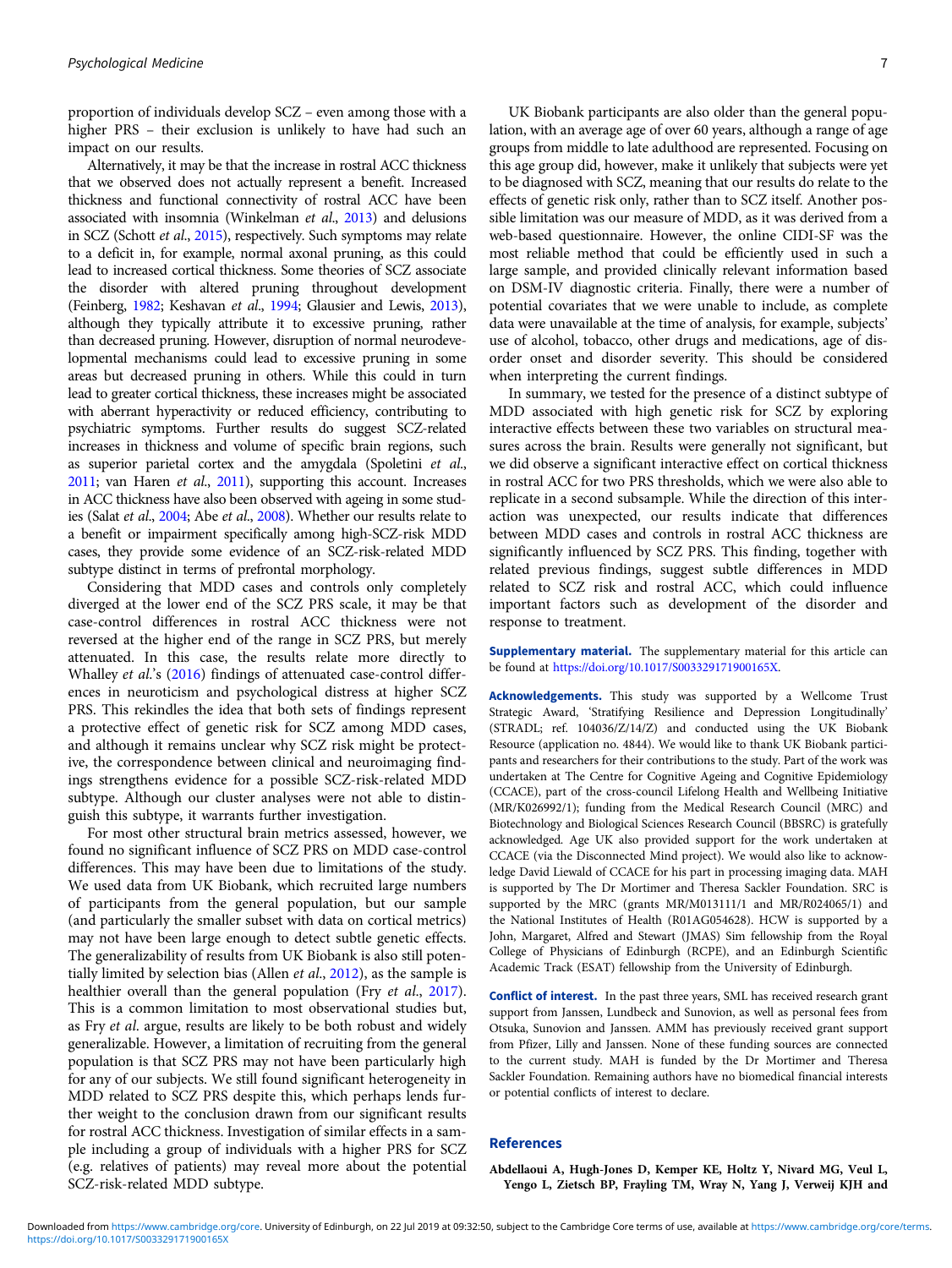proportion of individuals develop SCZ – even among those with a higher PRS – their exclusion is unlikely to have had such an impact on our results.

Alternatively, it may be that the increase in rostral ACC thickness that we observed does not actually represent a benefit. Increased thickness and functional connectivity of rostral ACC have been associated with insomnia (Winkelman *et al*., 2013) and delusions in SCZ (Schott *et al*., 2015), respectively. Such symptoms may relate to a deficit in, for example, normal axonal pruning, as this could lead to increased cortical thickness. Some theories of SCZ associate the disorder with altered pruning throughout development (Feinberg, 1982; Keshavan *et al*., 1994; Glausier and Lewis, 2013), although they typically attribute it to excessive pruning, rather than decreased pruning. However, disruption of normal neurodevelopmental mechanisms could lead to excessive pruning in some areas but decreased pruning in others. While this could in turn lead to greater cortical thickness, these increases might be associated with aberrant hyperactivity or reduced efficiency, contributing to psychiatric symptoms. Further results do suggest SCZ-related increases in thickness and volume of specific brain regions, such as superior parietal cortex and the amygdala (Spoletini *et al*., 2011; van Haren *et al*., 2011), supporting this account. Increases in ACC thickness have also been observed with ageing in some studies (Salat *et al*., 2004; Abe *et al*., 2008). Whether our results relate to a benefit or impairment specifically among high-SCZ-risk MDD cases, they provide some evidence of an SCZ-risk-related MDD subtype distinct in terms of prefrontal morphology.

Considering that MDD cases and controls only completely diverged at the lower end of the SCZ PRS scale, it may be that case-control differences in rostral ACC thickness were not reversed at the higher end of the range in SCZ PRS, but merely attenuated. In this case, the results relate more directly to Whalley *et al*.'s (2016) findings of attenuated case-control differences in neuroticism and psychological distress at higher SCZ PRS. This rekindles the idea that both sets of findings represent a protective effect of genetic risk for SCZ among MDD cases, and although it remains unclear why SCZ risk might be protective, the correspondence between clinical and neuroimaging findings strengthens evidence for a possible SCZ-risk-related MDD subtype. Although our cluster analyses were not able to distinguish this subtype, it warrants further investigation.

For most other structural brain metrics assessed, however, we found no significant influence of SCZ PRS on MDD case-control differences. This may have been due to limitations of the study. We used data from UK Biobank, which recruited large numbers of participants from the general population, but our sample (and particularly the smaller subset with data on cortical metrics) may not have been large enough to detect subtle genetic effects. The generalizability of results from UK Biobank is also still potentially limited by selection bias (Allen *et al*., 2012), as the sample is healthier overall than the general population (Fry *et al*., 2017). This is a common limitation to most observational studies but, as Fry *et al*. argue, results are likely to be both robust and widely generalizable. However, a limitation of recruiting from the general population is that SCZ PRS may not have been particularly high for any of our subjects. We still found significant heterogeneity in MDD related to SCZ PRS despite this, which perhaps lends further weight to the conclusion drawn from our significant results for rostral ACC thickness. Investigation of similar effects in a sample including a group of individuals with a higher PRS for SCZ (e.g. relatives of patients) may reveal more about the potential SCZ-risk-related MDD subtype.

UK Biobank participants are also older than the general population, with an average age of over 60 years, although a range of age groups from middle to late adulthood are represented. Focusing on this age group did, however, make it unlikely that subjects were yet to be diagnosed with SCZ, meaning that our results do relate to the effects of genetic risk only, rather than to SCZ itself. Another possible limitation was our measure of MDD, as it was derived from a web-based questionnaire. However, the online CIDI-SF was the most reliable method that could be efficiently used in such a large sample, and provided clinically relevant information based on DSM-IV diagnostic criteria. Finally, there were a number of potential covariates that we were unable to include, as complete data were unavailable at the time of analysis, for example, subjects' use of alcohol, tobacco, other drugs and medications, age of disorder onset and disorder severity. This should be considered when interpreting the current findings.

In summary, we tested for the presence of a distinct subtype of MDD associated with high genetic risk for SCZ by exploring interactive effects between these two variables on structural measures across the brain. Results were generally not significant, but we did observe a significant interactive effect on cortical thickness in rostral ACC for two PRS thresholds, which we were able to replicate in a second subsample. While the direction of this interaction was unexpected, our results indicate that differences between MDD cases and controls in rostral ACC thickness are significantly influenced by SCZ PRS. This finding, together with related previous findings, suggest subtle differences in MDD related to SCZ risk and rostral ACC, which could influence important factors such as development of the disorder and response to treatment.

**Supplementary material.** The supplementary material for this article can be found at https://doi.org/10.1017/S003329171900165X.

**Acknowledgements.** This study was supported by a Wellcome Trust Strategic Award, 'Stratifying Resilience and Depression Longitudinally' (STRADL; ref. 104036/Z/14/Z) and conducted using the UK Biobank Resource (application no. 4844). We would like to thank UK Biobank participants and researchers for their contributions to the study. Part of the work was undertaken at The Centre for Cognitive Ageing and Cognitive Epidemiology (CCACE), part of the cross-council Lifelong Health and Wellbeing Initiative (MR/K026992/1); funding from the Medical Research Council (MRC) and Biotechnology and Biological Sciences Research Council (BBSRC) is gratefully acknowledged. Age UK also provided support for the work undertaken at CCACE (via the Disconnected Mind project). We would also like to acknowledge David Liewald of CCACE for his part in processing imaging data. MAH is supported by The Dr Mortimer and Theresa Sackler Foundation. SRC is supported by the MRC (grants MR/M013111/1 and MR/R024065/1) and the National Institutes of Health (R01AG054628). HCW is supported by a John, Margaret, Alfred and Stewart (JMAS) Sim fellowship from the Royal College of Physicians of Edinburgh (RCPE), and an Edinburgh Scientific Academic Track (ESAT) fellowship from the University of Edinburgh.

**Conflict of interest.** In the past three years, SML has received research grant support from Janssen, Lundbeck and Sunovion, as well as personal fees from Otsuka, Sunovion and Janssen. AMM has previously received grant support from Pfizer, Lilly and Janssen. None of these funding sources are connected to the current study. MAH is funded by the Dr Mortimer and Theresa Sackler Foundation. Remaining authors have no biomedical financial interests or potential conflicts of interest to declare.

## References

**Abdellaoui A, Hugh-Jones D, Kemper KE, Holtz Y, Nivard MG, Veul L, Yengo L, Zietsch BP, Frayling TM, Wray N, Yang J, Verweij KJH and**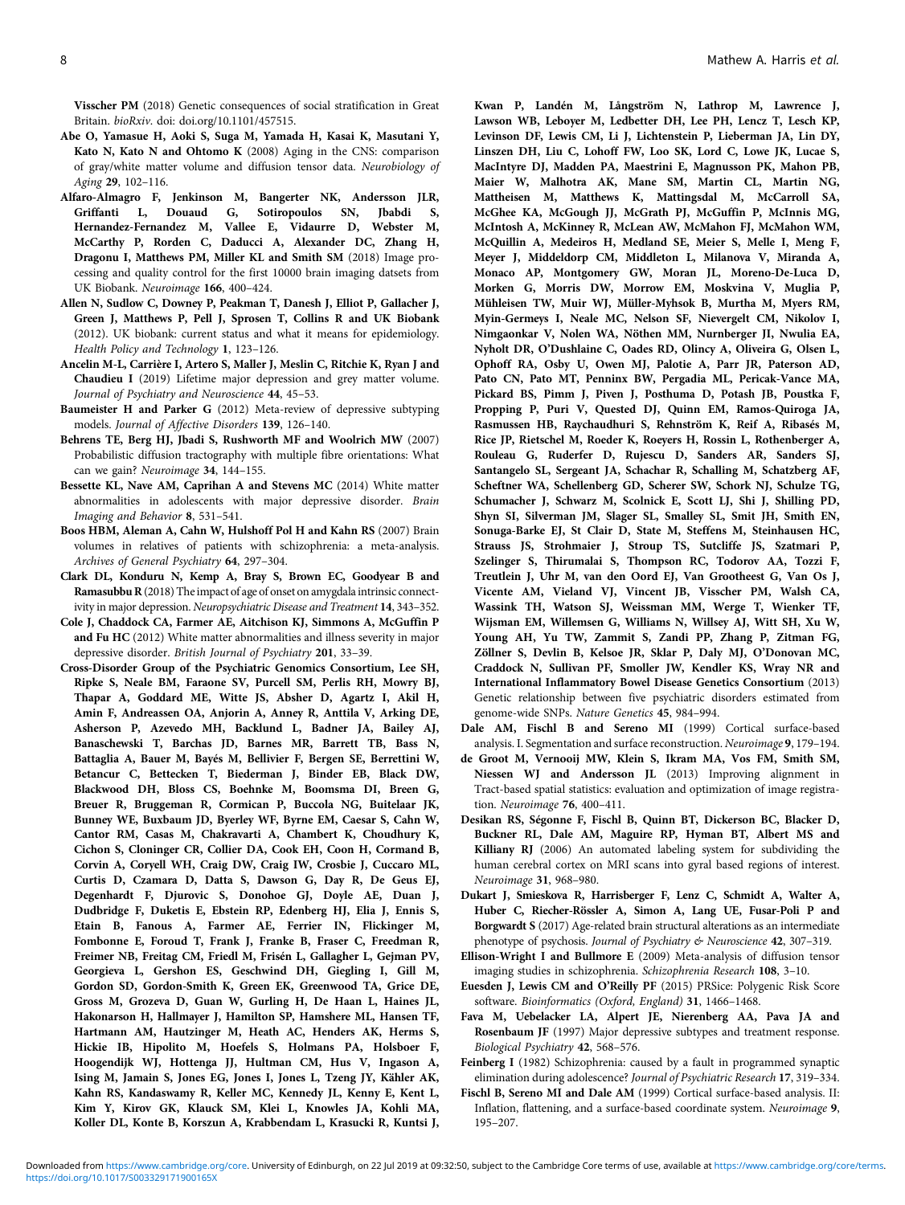**Visscher PM** (2018) Genetic consequences of social stratification in Great Britain. *bioRxiv*. doi: doi.org/10.1101/457515.

**Abe O, Yamasue H, Aoki S, Suga M, Yamada H, Kasai K, Masutani Y, Kato N, Kato N and Ohtomo K** (2008) Aging in the CNS: comparison of gray/white matter volume and diffusion tensor data. *Neurobiology of Aging* **29**, 102–116.

**Alfaro-Almagro F, Jenkinson M, Bangerter NK, Andersson JLR, Griffanti L, Douaud G, Sotiropoulos SN, Jbabdi S, Hernandez-Fernandez M, Vallee E, Vidaurre D, Webster M, McCarthy P, Rorden C, Daducci A, Alexander DC, Zhang H, Dragonu I, Matthews PM, Miller KL and Smith SM** (2018) Image processing and quality control for the first 10000 brain imaging datsets from UK Biobank. *Neuroimage* **166**, 400–424.

**Allen N, Sudlow C, Downey P, Peakman T, Danesh J, Elliot P, Gallacher J, Green J, Matthews P, Pell J, Sprosen T, Collins R and UK Biobank** (2012). UK biobank: current status and what it means for epidemiology. *Health Policy and Technology* **1**, 123–126.

**Ancelin M-L, Carrière I, Artero S, Maller J, Meslin C, Ritchie K, Ryan J and Chaudieu I** (2019) Lifetime major depression and grey matter volume. *Journal of Psychiatry and Neuroscience* **44**, 45–53.

**Baumeister H and Parker G** (2012) Meta-review of depressive subtyping models. *Journal of Affective Disorders* **139**, 126–140.

**Behrens TE, Berg HJ, Jbadi S, Rushworth MF and Woolrich MW** (2007) Probabilistic diffusion tractography with multiple fibre orientations: What can we gain? *Neuroimage* **34**, 144–155.

**Bessette KL, Nave AM, Caprihan A and Stevens MC** (2014) White matter abnormalities in adolescents with major depressive disorder. *Brain Imaging and Behavior* **8**, 531–541.

**Boos HBM, Aleman A, Cahn W, Hulshoff Pol H and Kahn RS** (2007) Brain volumes in relatives of patients with schizophrenia: a meta-analysis. *Archives of General Psychiatry* **64**, 297–304.

**Clark DL, Konduru N, Kemp A, Bray S, Brown EC, Goodyear B and Ramasubbu R** (2018) The impact of age of onset on amygdala intrinsic connectivity in major depression. *Neuropsychiatric Disease and Treatment* **14**, 343–352.

**Cole J, Chaddock CA, Farmer AE, Aitchison KJ, Simmons A, McGuffin P and Fu HC** (2012) White matter abnormalities and illness severity in major depressive disorder. *British Journal of Psychiatry* **201**, 33–39.

**Cross-Disorder Group of the Psychiatric Genomics Consortium, Lee SH, Ripke S, Neale BM, Faraone SV, Purcell SM, Perlis RH, Mowry BJ, Thapar A, Goddard ME, Witte JS, Absher D, Agartz I, Akil H, Amin F, Andreassen OA, Anjorin A, Anney R, Anttila V, Arking DE, Asherson P, Azevedo MH, Backlund L, Badner JA, Bailey AJ, Banaschewski T, Barchas JD, Barnes MR, Barrett TB, Bass N, Battaglia A, Bauer M, Bayés M, Bellivier F, Bergen SE, Berrettini W, Betancur C, Bettecken T, Biederman J, Binder EB, Black DW, Blackwood DH, Bloss CS, Boehnke M, Boomsma DI, Breen G, Breuer R, Bruggeman R, Cormican P, Buccola NG, Buitelaar JK, Bunney WE, Buxbaum JD, Byerley WF, Byrne EM, Caesar S, Cahn W, Cantor RM, Casas M, Chakravarti A, Chambert K, Choudhury K, Cichon S, Cloninger CR, Collier DA, Cook EH, Coon H, Cormand B, Corvin A, Coryell WH, Craig DW, Craig IW, Crosbie J, Cuccaro ML, Curtis D, Czamara D, Datta S, Dawson G, Day R, De Geus EJ, Degenhardt F, Djurovic S, Donohoe GJ, Doyle AE, Duan J, Dudbridge F, Duketis E, Ebstein RP, Edenberg HJ, Elia J, Ennis S, Etain B, Fanous A, Farmer AE, Ferrier IN, Flickinger M, Fombonne E, Foroud T, Frank J, Franke B, Fraser C, Freedman R, Freimer NB, Freitag CM, Friedl M, Frisén L, Gallagher L, Gejman PV, Georgieva L, Gershon ES, Geschwind DH, Giegling I, Gill M, Gordon SD, Gordon-Smith K, Green EK, Greenwood TA, Grice DE, Gross M, Grozeva D, Guan W, Gurling H, De Haan L, Haines JL, Hakonarson H, Hallmayer J, Hamilton SP, Hamshere ML, Hansen TF, Hartmann AM, Hautzinger M, Heath AC, Henders AK, Herms S, Hickie IB, Hipolito M, Hoefels S, Holmans PA, Holsboer F, Hoogendijk WJ, Hottenga JJ, Hultman CM, Hus V, Ingason A, Ising M, Jamain S, Jones EG, Jones I, Jones L, Tzeng JY, Kähler AK, Kahn RS, Kandaswamy R, Keller MC, Kennedy JL, Kenny E, Kent L, Kim Y, Kirov GK, Klauck SM, Klei L, Knowles JA, Kohli MA, Koller DL, Konte B, Korszun A, Krabbendam L, Krasucki R, Kuntsi J, Kwan P, Landén M, Långström N, Lathrop M, Lawrence J, Lawson WB, Leboyer M, Ledbetter DH, Lee PH, Lencz T, Lesch KP, Levinson DF, Lewis CM, Li J, Lichtenstein P, Lieberman JA, Lin DY, Linszen DH, Liu C, Lohoff FW, Loo SK, Lord C, Lowe JK, Lucae S, MacIntyre DJ, Madden PA, Maestrini E, Magnusson PK, Mahon PB, Maier W, Malhotra AK, Mane SM, Martin CL, Martin NG, Mattheisen M, Matthews K, Mattingsdal M, McCarroll SA, McGhee KA, McGough JJ, McGrath PJ, McGuffin P, McInnis MG, McIntosh A, McKinney R, McLean AW, McMahon FJ, McMahon WM, McQuillin A, Medeiros H, Medland SE, Meier S, Melle I, Meng F, Meyer J, Middeldorp CM, Middleton L, Milanova V, Miranda A, Monaco AP, Montgomery GW, Moran JL, Moreno-De-Luca D, Morken G, Morris DW, Morrow EM, Moskvina V, Muglia P, Mühleisen TW, Muir WJ, Müller-Myhsok B, Murtha M, Myers RM, Myin-Germeys I, Neale MC, Nelson SF, Nievergelt CM, Nikolov I, Nimgaonkar V, Nolen WA, Nöthen MM, Nurnberger JI, Nwulia EA, Nyholt DR, O'Dushlaine C, Oades RD, Olincy A, Oliveira G, Olsen L, Ophoff RA, Osby U, Owen MJ, Palotie A, Parr JR, Paterson AD, Pato CN, Pato MT, Penninx BW, Pergadia ML, Pericak-Vance MA, Pickard BS, Pimm J, Piven J, Posthuma D, Potash JB, Poustka F, Propping P, Puri V, Quested DJ, Quinn EM, Ramos-Quiroga JA, Rasmussen HB, Raychaudhuri S, Rehnström K, Reif A, Ribasés M, Rice JP, Rietschel M, Roeder K, Roeyers H, Rossin L, Rothenberger A, Rouleau G, Ruderfer D, Rujescu D, Sanders AR, Sanders SJ, Santangelo SL, Sergeant JA, Schachar R, Schalling M, Schatzberg AF, Scheftner WA, Schellenberg GD, Scherer SW, Schork NJ, Schulze TG, Schumacher J, Schwarz M, Scolnick E, Scott LJ, Shi J, Shilling PD, Shyn SI, Silverman JM, Slager SL, Smalley SL, Smit JH, Smith EN, Sonuga-Barke EJ, St Clair D, State M, Steffens M, Steinhausen HC, Strauss JS, Strohmaier J, Stroup TS, Sutcliffe JS, Szatmari P, Szelinger S, Thirumalai S, Thompson RC, Todorov AA, Tozzi F, Treutlein J, Uhr M, van den Oord EJ, Van Grootheest G, Van Os J, Vicente AM, Vieland VJ, Vincent JB, Visscher PM, Walsh CA, Wassink TH, Watson SJ, Weissman MM, Werge T, Wienker TF, Wijsman EM, Willemsen G, Williams N, Willsey AJ, Witt SH, Xu W, Young AH, Yu TW, Zammit S, Zandi PP, Zhang P, Zitman FG, Zöllner S, Devlin B, Kelsoe JR, Sklar P, Daly MJ, O'Donovan MC, Craddock N, Sullivan PF, Smoller JW, Kendler KS, Wray NR and International Inflammatory Bowel Disease Genetics Consortium** (2013) Genetic relationship between five psychiatric disorders estimated from genome-wide SNPs. *Nature Genetics* **45**, 984–994.

**Dale AM, Fischl B and Sereno MI** (1999) Cortical surface-based analysis. I. Segmentation and surface reconstruction. *Neuroimage* **9**, 179–194.

**de Groot M, Vernooij MW, Klein S, Ikram MA, Vos FM, Smith SM, Niessen WJ and Andersson JL** (2013) Improving alignment in Tract-based spatial statistics: evaluation and optimization of image registration. *Neuroimage* **76**, 400–411.

**Desikan RS, Ségonne F, Fischl B, Quinn BT, Dickerson BC, Blacker D, Buckner RL, Dale AM, Maguire RP, Hyman BT, Albert MS and Killiany RJ** (2006) An automated labeling system for subdividing the human cerebral cortex on MRI scans into gyral based regions of interest. *Neuroimage* **31**, 968–980.

**Dukart J, Smieskova R, Harrisberger F, Lenz C, Schmidt A, Walter A, Huber C, Riecher-Rössler A, Simon A, Lang UE, Fusar-Poli P and Borgwardt S** (2017) Age-related brain structural alterations as an intermediate phenotype of psychosis. *Journal of Psychiatry & Neuroscience* **42**, 307–319.

**Ellison-Wright I and Bullmore E** (2009) Meta-analysis of diffusion tensor imaging studies in schizophrenia. *Schizophrenia Research* **108**, 3–10.

**Euesden J, Lewis CM and O'Reilly PF** (2015) PRSice: Polygenic Risk Score software. *Bioinformatics (Oxford, England)* **31**, 1466–1468.

**Fava M, Uebelacker LA, Alpert JE, Nierenberg AA, Pava JA and Rosenbaum JF** (1997) Major depressive subtypes and treatment response. *Biological Psychiatry* **42**, 568–576.

**Feinberg I** (1982) Schizophrenia: caused by a fault in programmed synaptic elimination during adolescence? *Journal of Psychiatric Research* **17**, 319–334.

**Fischl B, Sereno MI and Dale AM** (1999) Cortical surface-based analysis. II: Inflation, flattening, and a surface-based coordinate system. *Neuroimage* **9**, 195–207.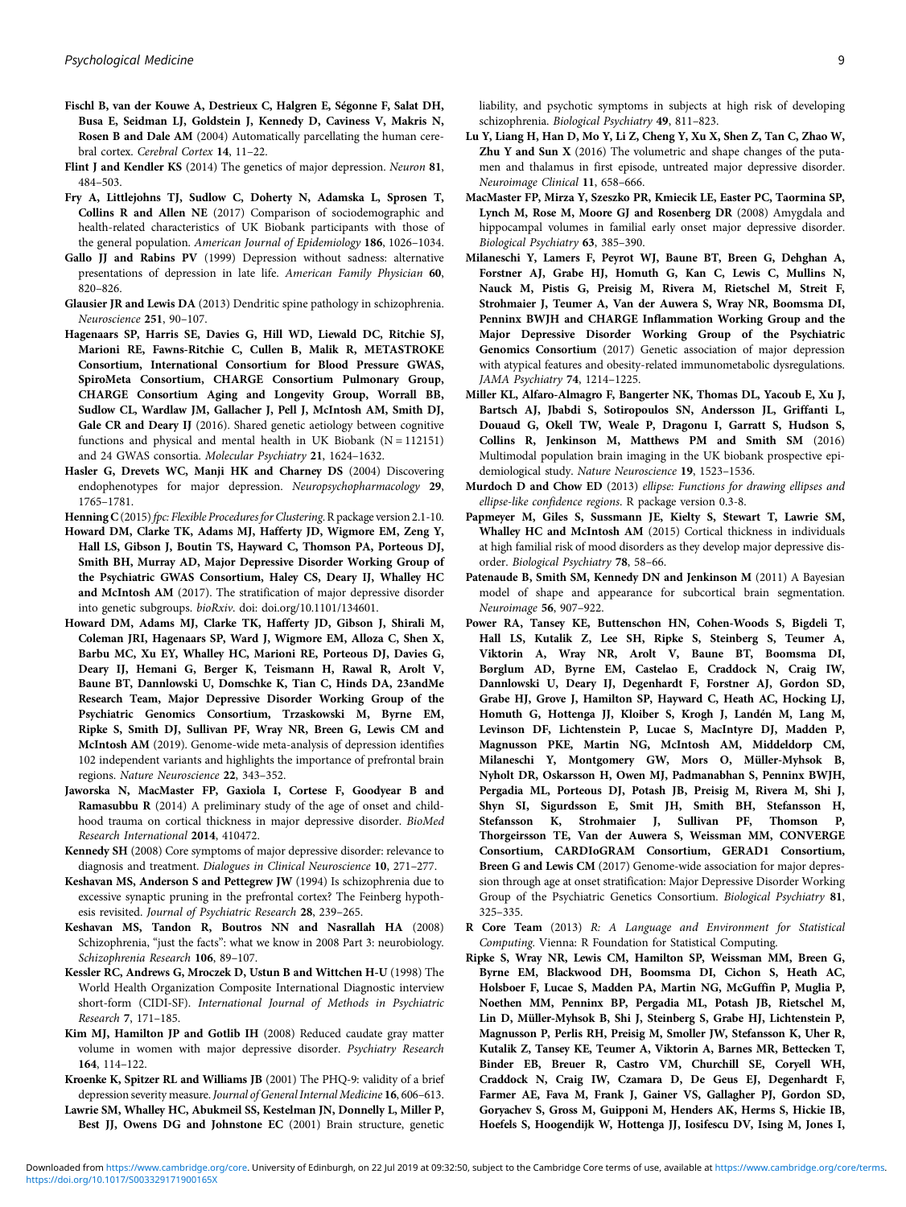**Fischl B, van der Kouwe A, Destrieux C, Halgren E, Ségonne F, Salat DH, Busa E, Seidman LJ, Goldstein J, Kennedy D, Caviness V, Makris N, Rosen B and Dale AM** (2004) Automatically parcellating the human cerebral cortex. *Cerebral Cortex* **14**, 11–22.

**Flint J and Kendler KS** (2014) The genetics of major depression. *Neuron* **81**, 484–503.

**Fry A, Littlejohns TJ, Sudlow C, Doherty N, Adamska L, Sprosen T, Collins R and Allen NE** (2017) Comparison of sociodemographic and health-related characteristics of UK Biobank participants with those of the general population. *American Journal of Epidemiology* **186**, 1026–1034.

**Gallo JJ and Rabins PV** (1999) Depression without sadness: alternative presentations of depression in late life. *American Family Physician* **60**, 820–826.

**Glausier JR and Lewis DA** (2013) Dendritic spine pathology in schizophrenia. *Neuroscience* **251**, 90–107.

**Hagenaars SP, Harris SE, Davies G, Hill WD, Liewald DC, Ritchie SJ, Marioni RE, Fawns-Ritchie C, Cullen B, Malik R, METASTROKE Consortium, International Consortium for Blood Pressure GWAS, SpiroMeta Consortium, CHARGE Consortium Pulmonary Group, CHARGE Consortium Aging and Longevity Group, Worrall BB, Sudlow CL, Wardlaw JM, Gallacher J, Pell J, McIntosh AM, Smith DJ, Gale CR and Deary IJ** (2016). Shared genetic aetiology between cognitive functions and physical and mental health in UK Biobank (N = 112151) and 24 GWAS consortia. *Molecular Psychiatry* **21**, 1624–1632.

**Hasler G, Drevets WC, Manji HK and Charney DS** (2004) Discovering endophenotypes for major depression. *Neuropsychopharmacology* **29**, 1765–1781.

**Henning C** (2015) *fpc: Flexible Procedures for Clustering*. R package version 2.1-10.

**Howard DM, Clarke TK, Adams MJ, Hafferty JD, Wigmore EM, Zeng Y, Hall LS, Gibson J, Boutin TS, Hayward C, Thomson PA, Porteous DJ, Smith BH, Murray AD, Major Depressive Disorder Working Group of the Psychiatric GWAS Consortium, Haley CS, Deary IJ, Whalley HC and McIntosh AM** (2017). The stratification of major depressive disorder into genetic subgroups. *bioRxiv*. doi: doi.org/10.1101/134601.

**Howard DM, Adams MJ, Clarke TK, Hafferty JD, Gibson J, Shirali M, Coleman JRI, Hagenaars SP, Ward J, Wigmore EM, Alloza C, Shen X, Barbu MC, Xu EY, Whalley HC, Marioni RE, Porteous DJ, Davies G, Deary IJ, Hemani G, Berger K, Teismann H, Rawal R, Arolt V, Baune BT, Dannlowski U, Domschke K, Tian C, Hinds DA, 23andMe Research Team, Major Depressive Disorder Working Group of the Psychiatric Genomics Consortium, Trzaskowski M, Byrne EM, Ripke S, Smith DJ, Sullivan PF, Wray NR, Breen G, Lewis CM and McIntosh AM** (2019). Genome-wide meta-analysis of depression identifies 102 independent variants and highlights the importance of prefrontal brain regions. *Nature Neuroscience* **22**, 343–352.

**Jaworska N, MacMaster FP, Gaxiola I, Cortese F, Goodyear B and Ramasubbu R** (2014) A preliminary study of the age of onset and childhood trauma on cortical thickness in major depressive disorder. *BioMed Research International* **2014**, 410472.

**Kennedy SH** (2008) Core symptoms of major depressive disorder: relevance to diagnosis and treatment. *Dialogues in Clinical Neuroscience* **10**, 271–277.

**Keshavan MS, Anderson S and Pettegrew JW** (1994) Is schizophrenia due to excessive synaptic pruning in the prefrontal cortex? The Feinberg hypothesis revisited. *Journal of Psychiatric Research* **28**, 239–265.

**Keshavan MS, Tandon R, Boutros NN and Nasrallah HA** (2008) Schizophrenia, "just the facts": what we know in 2008 Part 3: neurobiology. *Schizophrenia Research* **106**, 89–107.

**Kessler RC, Andrews G, Mroczek D, Ustun B and Wittchen H-U** (1998) The World Health Organization Composite International Diagnostic interview short-form (CIDI-SF). *International Journal of Methods in Psychiatric Research* **7**, 171–185.

**Kim MJ, Hamilton JP and Gotlib IH** (2008) Reduced caudate gray matter volume in women with major depressive disorder. *Psychiatry Research* **164**, 114–122.

**Kroenke K, Spitzer RL and Williams JB** (2001) The PHQ-9: validity of a brief depression severity measure. *Journal of General Internal Medicine* **16**, 606–613.

**Lawrie SM, Whalley HC, Abukmeil SS, Kestelman JN, Donnelly L, Miller P, Best JJ, Owens DG and Johnstone EC** (2001) Brain structure, genetic liability, and psychotic symptoms in subjects at high risk of developing schizophrenia. *Biological Psychiatry* **49**, 811–823.

**Lu Y, Liang H, Han D, Mo Y, Li Z, Cheng Y, Xu X, Shen Z, Tan C, Zhao W, Zhu Y and Sun X** (2016) The volumetric and shape changes of the putamen and thalamus in first episode, untreated major depressive disorder. *Neuroimage Clinical* **11**, 658–666.

**MacMaster FP, Mirza Y, Szeszko PR, Kmiecik LE, Easter PC, Taormina SP, Lynch M, Rose M, Moore GJ and Rosenberg DR** (2008) Amygdala and hippocampal volumes in familial early onset major depressive disorder. *Biological Psychiatry* **63**, 385–390.

**Milaneschi Y, Lamers F, Peyrot WJ, Baune BT, Breen G, Dehghan A, Forstner AJ, Grabe HJ, Homuth G, Kan C, Lewis C, Mullins N, Nauck M, Pistis G, Preisig M, Rivera M, Rietschel M, Streit F, Strohmaier J, Teumer A, Van der Auwera S, Wray NR, Boomsma DI, Penninx BWJH and CHARGE Inflammation Working Group and the Major Depressive Disorder Working Group of the Psychiatric Genomics Consortium** (2017) Genetic association of major depression with atypical features and obesity-related immunometabolic dysregulations. *JAMA Psychiatry* **74**, 1214–1225.

**Miller KL, Alfaro-Almagro F, Bangerter NK, Thomas DL, Yacoub E, Xu J, Bartsch AJ, Jbabdi S, Sotiropoulos SN, Andersson JL, Griffanti L, Douaud G, Okell TW, Weale P, Dragonu I, Garratt S, Hudson S, Collins R, Jenkinson M, Matthews PM and Smith SM** (2016) Multimodal population brain imaging in the UK biobank prospective epidemiological study. *Nature Neuroscience* **19**, 1523–1536.

**Murdoch D and Chow ED** (2013) *ellipse: Functions for drawing ellipses and ellipse-like confidence regions*. R package version 0.3-8.

**Papmeyer M, Giles S, Sussmann JE, Kielty S, Stewart T, Lawrie SM, Whalley HC and McIntosh AM** (2015) Cortical thickness in individuals at high familial risk of mood disorders as they develop major depressive disorder. *Biological Psychiatry* **78**, 58–66.

**Patenaude B, Smith SM, Kennedy DN and Jenkinson M** (2011) A Bayesian model of shape and appearance for subcortical brain segmentation. *Neuroimage* **56**, 907–922.

**Power RA, Tansey KE, Buttenschøn HN, Cohen-Woods S, Bigdeli T, Hall LS, Kutalik Z, Lee SH, Ripke S, Steinberg S, Teumer A, Viktorin A, Wray NR, Arolt V, Baune BT, Boomsma DI, Børglum AD, Byrne EM, Castelao E, Craddock N, Craig IW, Dannlowski U, Deary IJ, Degenhardt F, Forstner AJ, Gordon SD, Grabe HJ, Grove J, Hamilton SP, Hayward C, Heath AC, Hocking LJ, Homuth G, Hottenga JJ, Kloiber S, Krogh J, Landén M, Lang M, Levinson DF, Lichtenstein P, Lucae S, MacIntyre DJ, Madden P, Magnusson PKE, Martin NG, McIntosh AM, Middeldorp CM, Milaneschi Y, Montgomery GW, Mors O, Müller-Myhsok B, Nyholt DR, Oskarsson H, Owen MJ, Padmanabhan S, Penninx BWJH, Pergadia ML, Porteous DJ, Potash JB, Preisig M, Rivera M, Shi J, Shyn SI, Sigurdsson E, Smit JH, Smith BH, Stefansson H, Stefansson K, Strohmaier J, Sullivan PF, Thomson P, Thorgeirsson TE, Van der Auwera S, Weissman MM, CONVERGE Consortium, CARDIoGRAM Consortium, GERAD1 Consortium, Breen G and Lewis CM** (2017) Genome-wide association for major depression through age at onset stratification: Major Depressive Disorder Working Group of the Psychiatric Genetics Consortium. *Biological Psychiatry* **81**, 325–335.

**R Core Team** (2013) *R: A Language and Environment for Statistical Computing*. Vienna: R Foundation for Statistical Computing.

**Ripke S, Wray NR, Lewis CM, Hamilton SP, Weissman MM, Breen G, Byrne EM, Blackwood DH, Boomsma DI, Cichon S, Heath AC, Holsboer F, Lucae S, Madden PA, Martin NG, McGuffin P, Muglia P, Noethen MM, Penninx BP, Pergadia ML, Potash JB, Rietschel M, Lin D, Müller-Myhsok B, Shi J, Steinberg S, Grabe HJ, Lichtenstein P, Magnusson P, Perlis RH, Preisig M, Smoller JW, Stefansson K, Uher R, Kutalik Z, Tansey KE, Teumer A, Viktorin A, Barnes MR, Bettecken T, Binder EB, Breuer R, Castro VM, Churchill SE, Coryell WH, Craddock N, Craig IW, Czamara D, De Geus EJ, Degenhardt F, Farmer AE, Fava M, Frank J, Gainer VS, Gallagher PJ, Gordon SD, Goryachev S, Gross M, Guipponi M, Henders AK, Herms S, Hickie IB, Hoefels S, Hoogendijk W, Hottenga JJ, Iosifescu DV, Ising M, Jones I,**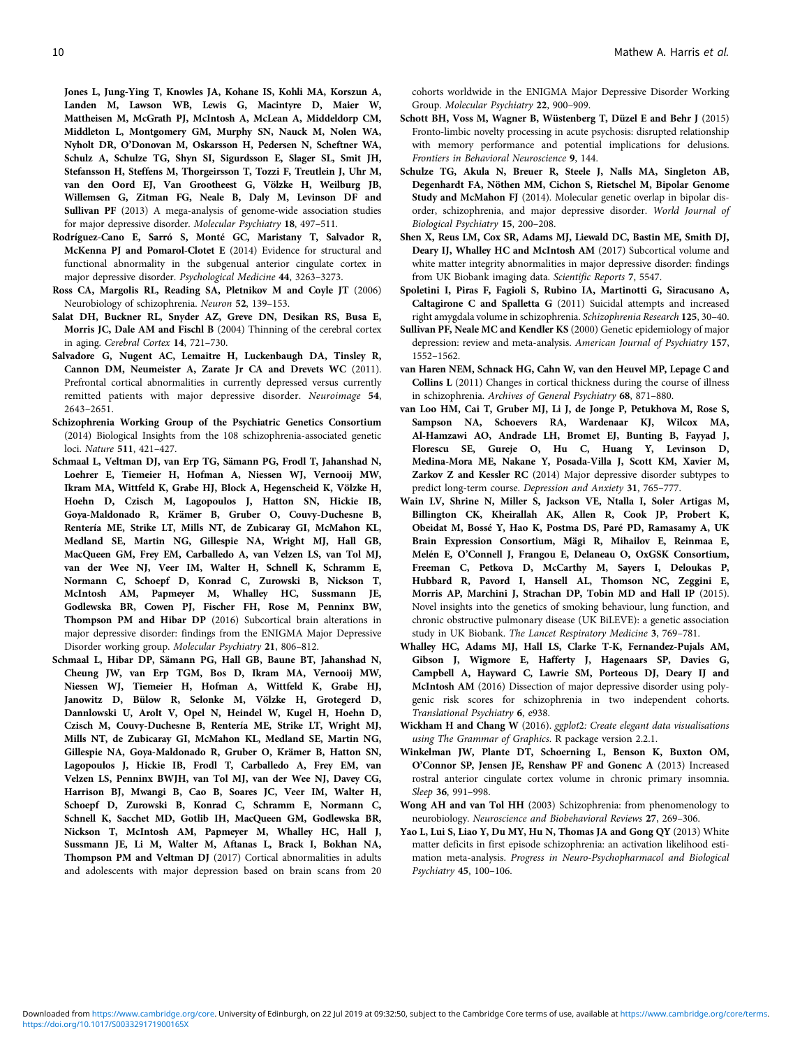Jones L, Jung-Ying T, Knowles JA, Kohane IS, Kohli MA, Korszun A, Landen M, Lawson WB, Lewis G, Macintyre D, Maier W, Mattheisen M, McGrath PJ, McIntosh A, McLean A, Middeldorp CM, Middleton L, Montgomery GM, Murphy SN, Nauck M, Nolen WA, Nyholt DR, O'Donovan M, Oskarsson H, Pedersen N, Scheftner WA, Schulz A, Schulze TG, Shyn SI, Sigurdsson E, Slager SL, Smit JH, Stefansson H, Steffens M, Thorgeirsson T, Tozzi F, Treutlein J, Uhr M, van den Oord EJ, Van Grootheest G, Völzke H, Weilburg JB, Willemsen G, Zitman FG, Neale B, Daly M, Levinson DF and Sullivan PF (2013) A mega-analysis of genome-wide association studies for major depressive disorder. *Molecular Psychiatry* **18**, 497–511.

**Rodríguez-Cano E, Sarró S, Monté GC, Maristany T, Salvador R, McKenna PJ and Pomarol-Clotet E** (2014) Evidence for structural and functional abnormality in the subgenual anterior cingulate cortex in major depressive disorder. *Psychological Medicine* **44**, 3263–3273.

**Ross CA, Margolis RL, Reading SA, Pletnikov M and Coyle JT** (2006) Neurobiology of schizophrenia. *Neuron* **52**, 139–153.

**Salat DH, Buckner RL, Snyder AZ, Greve DN, Desikan RS, Busa E, Morris JC, Dale AM and Fischl B** (2004) Thinning of the cerebral cortex in aging. *Cerebral Cortex* **14**, 721–730.

**Salvadore G, Nugent AC, Lemaitre H, Luckenbaugh DA, Tinsley R, Cannon DM, Neumeister A, Zarate Jr CA and Drevets WC** (2011). Prefrontal cortical abnormalities in currently depressed versus currently remitted patients with major depressive disorder. *Neuroimage* **54**, 2643–2651.

**Schizophrenia Working Group of the Psychiatric Genetics Consortium** (2014) Biological Insights from the 108 schizophrenia-associated genetic loci. *Nature* **511**, 421–427.

**Schmaal L, Veltman DJ, van Erp TG, Sämann PG, Frodl T, Jahanshad N, Loehrer E, Tiemeier H, Hofman A, Niessen WJ, Vernooij MW, Ikram MA, Wittfeld K, Grabe HJ, Block A, Hegenscheid K, Völzke H, Hoehn D, Czisch M, Lagopoulos J, Hatton SN, Hickie IB, Goya-Maldonado R, Krämer B, Gruber O, Couvy-Duchesne B, Rentería ME, Strike LT, Mills NT, de Zubicaray GI, McMahon KL, Medland SE, Martin NG, Gillespie NA, Wright MJ, Hall GB, MacQueen GM, Frey EM, Carballedo A, van Velzen LS, van Tol MJ, van der Wee NJ, Veer IM, Walter H, Schnell K, Schramm E, Normann C, Schoepf D, Konrad C, Zurowski B, Nickson T, McIntosh AM, Papmeyer M, Whalley HC, Sussmann JE, Godlewska BR, Cowen PJ, Fischer FH, Rose M, Penninx BW, Thompson PM and Hibar DP** (2016) Subcortical brain alterations in major depressive disorder: findings from the ENIGMA Major Depressive Disorder working group. *Molecular Psychiatry* **21**, 806–812.

**Schmaal L, Hibar DP, Sämann PG, Hall GB, Baune BT, Jahanshad N, Cheung JW, van Erp TGM, Bos D, Ikram MA, Vernooij MW, Niessen WJ, Tiemeier H, Hofman A, Wittfeld K, Grabe HJ, Janowitz D, Bülow R, Selonke M, Völzke H, Grotegerd D, Dannlowski U, Arolt V, Opel N, Heindel W, Kugel H, Hoehn D, Czisch M, Couvy-Duchesne B, Rentería ME, Strike LT, Wright MJ, Mills NT, de Zubicaray GI, McMahon KL, Medland SE, Martin NG, Gillespie NA, Goya-Maldonado R, Gruber O, Krämer B, Hatton SN, Lagopoulos J, Hickie IB, Frodl T, Carballedo A, Frey EM, van Velzen LS, Penninx BWJH, van Tol MJ, van der Wee NJ, Davey CG, Harrison BJ, Mwangi B, Cao B, Soares JC, Veer IM, Walter H, Schoepf D, Zurowski B, Konrad C, Schramm E, Normann C, Schnell K, Sacchet MD, Gotlib IH, MacQueen GM, Godlewska BR, Nickson T, McIntosh AM, Papmeyer M, Whalley HC, Hall J, Sussmann JE, Li M, Walter M, Aftanas L, Brack I, Bokhan NA, Thompson PM and Veltman DJ** (2017) Cortical abnormalities in adults and adolescents with major depression based on brain scans from 20 cohorts worldwide in the ENIGMA Major Depressive Disorder Working Group. *Molecular Psychiatry* **22**, 900–909.

**Schott BH, Voss M, Wagner B, Wüstenberg T, Düzel E and Behr J** (2015) Fronto-limbic novelty processing in acute psychosis: disrupted relationship with memory performance and potential implications for delusions. *Frontiers in Behavioral Neuroscience* **9**, 144.

**Schulze TG, Akula N, Breuer R, Steele J, Nalls MA, Singleton AB, Degenhardt FA, Nöthen MM, Cichon S, Rietschel M, Bipolar Genome Study and McMahon FJ** (2014). Molecular genetic overlap in bipolar disorder, schizophrenia, and major depressive disorder. *World Journal of Biological Psychiatry* **15**, 200–208.

**Shen X, Reus LM, Cox SR, Adams MJ, Liewald DC, Bastin ME, Smith DJ, Deary IJ, Whalley HC and McIntosh AM** (2017) Subcortical volume and white matter integrity abnormalities in major depressive disorder: findings from UK Biobank imaging data. *Scientific Reports* **7**, 5547.

**Spoletini I, Piras F, Fagioli S, Rubino IA, Martinotti G, Siracusano A, Caltagirone C and Spalletta G** (2011) Suicidal attempts and increased right amygdala volume in schizophrenia. *Schizophrenia Research* **125**, 30–40.

**Sullivan PF, Neale MC and Kendler KS** (2000) Genetic epidemiology of major depression: review and meta-analysis. *American Journal of Psychiatry* **157**, 1552–1562.

**van Haren NEM, Schnack HG, Cahn W, van den Heuvel MP, Lepage C and Collins L** (2011) Changes in cortical thickness during the course of illness in schizophrenia. *Archives of General Psychiatry* **68**, 871–880.

**van Loo HM, Cai T, Gruber MJ, Li J, de Jonge P, Petukhova M, Rose S, Sampson NA, Schoevers RA, Wardenaar KJ, Wilcox MA, Al-Hamzawi AO, Andrade LH, Bromet EJ, Bunting B, Fayyad J, Florescu SE, Gureje O, Hu C, Huang Y, Levinson D, Medina-Mora ME, Nakane Y, Posada-Villa J, Scott KM, Xavier M, Zarkov Z and Kessler RC** (2014) Major depressive disorder subtypes to predict long-term course. *Depression and Anxiety* **31**, 765–777.

**Wain LV, Shrine N, Miller S, Jackson VE, Ntalla I, Soler Artigas M, Billington CK, Kheirallah AK, Allen R, Cook JP, Probert K, Obeidat M, Bossé Y, Hao K, Postma DS, Paré PD, Ramasamy A, UK Brain Expression Consortium, Mägi R, Mihailov E, Reinmaa E, Melén E, O'Connell J, Frangou E, Delaneau O, OxGSK Consortium, Freeman C, Petkova D, McCarthy M, Sayers I, Deloukas P, Hubbard R, Pavord I, Hansell AL, Thomson NC, Zeggini E, Morris AP, Marchini J, Strachan DP, Tobin MD and Hall IP** (2015). Novel insights into the genetics of smoking behaviour, lung function, and chronic obstructive pulmonary disease (UK BiLEVE): a genetic association study in UK Biobank. *The Lancet Respiratory Medicine* **3**, 769–781.

**Whalley HC, Adams MJ, Hall LS, Clarke T-K, Fernandez-Pujals AM, Gibson J, Wigmore E, Hafferty J, Hagenaars SP, Davies G, Campbell A, Hayward C, Lawrie SM, Porteous DJ, Deary IJ and McIntosh AM** (2016) Dissection of major depressive disorder using polygenic risk scores for schizophrenia in two independent cohorts. *Translational Psychiatry* **6**, e938.

**Wickham H and Chang W** (2016). *ggplot2: Create elegant data visualisations using The Grammar of Graphics*. R package version 2.2.1.

**Winkelman JW, Plante DT, Schoerning L, Benson K, Buxton OM, O'Connor SP, Jensen JE, Renshaw PF and Gonenc A** (2013) Increased rostral anterior cingulate cortex volume in chronic primary insomnia. *Sleep* **36**, 991–998.

**Wong AH and van Tol HH** (2003) Schizophrenia: from phenomenology to neurobiology. *Neuroscience and Biobehavioral Reviews* **27**, 269–306.

**Yao L, Lui S, Liao Y, Du MY, Hu N, Thomas JA and Gong QY** (2013) White matter deficits in first episode schizophrenia: an activation likelihood estimation meta-analysis. *Progress in Neuro-Psychopharmacol and Biological Psychiatry* **45**, 100–106.